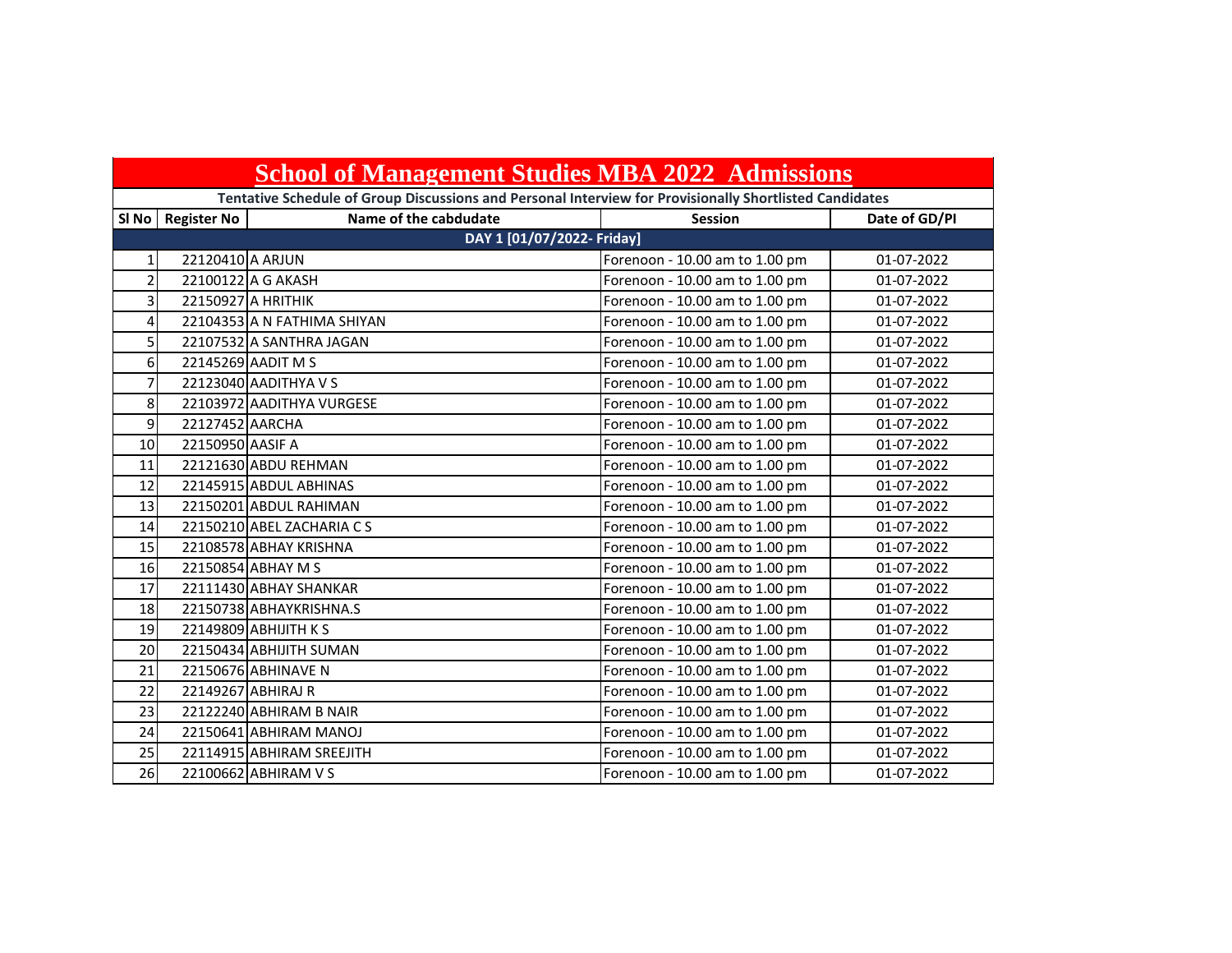# School of Management Studies MBA 2022 Admissions

**Tentative Schedule of Group Discussions and Personal Interview for Provisionally Shortlisted Candidates**

| Sl No | Register No | Name of the cabdudate | Session | Date of GD/PI |
|---|---|---|---|---|
| **DAY 1 [01/07/2022- Friday]** | | | | |
| 1 | 22120410 | A ARJUN | Forenoon - 10.00 am to 1.00 pm | 01-07-2022 |
| 2 | 22100122 | A G AKASH | Forenoon - 10.00 am to 1.00 pm | 01-07-2022 |
| 3 | 22150927 | A HRITHIK | Forenoon - 10.00 am to 1.00 pm | 01-07-2022 |
| 4 | 22104353 | A N FATHIMA SHIYAN | Forenoon - 10.00 am to 1.00 pm | 01-07-2022 |
| 5 | 22107532 | A SANTHRA JAGAN | Forenoon - 10.00 am to 1.00 pm | 01-07-2022 |
| 6 | 22145269 | AADIT M S | Forenoon - 10.00 am to 1.00 pm | 01-07-2022 |
| 7 | 22123040 | AADITHYA V S | Forenoon - 10.00 am to 1.00 pm | 01-07-2022 |
| 8 | 22103972 | AADITHYA VURGESE | Forenoon - 10.00 am to 1.00 pm | 01-07-2022 |
| 9 | 22127452 | AARCHA | Forenoon - 10.00 am to 1.00 pm | 01-07-2022 |
| 10 | 22150950 | AASIF A | Forenoon - 10.00 am to 1.00 pm | 01-07-2022 |
| 11 | 22121630 | ABDU REHMAN | Forenoon - 10.00 am to 1.00 pm | 01-07-2022 |
| 12 | 22145915 | ABDUL ABHINAS | Forenoon - 10.00 am to 1.00 pm | 01-07-2022 |
| 13 | 22150201 | ABDUL RAHIMAN | Forenoon - 10.00 am to 1.00 pm | 01-07-2022 |
| 14 | 22150210 | ABEL ZACHARIA C S | Forenoon - 10.00 am to 1.00 pm | 01-07-2022 |
| 15 | 22108578 | ABHAY KRISHNA | Forenoon - 10.00 am to 1.00 pm | 01-07-2022 |
| 16 | 22150854 | ABHAY M S | Forenoon - 10.00 am to 1.00 pm | 01-07-2022 |
| 17 | 22111430 | ABHAY SHANKAR | Forenoon - 10.00 am to 1.00 pm | 01-07-2022 |
| 18 | 22150738 | ABHAYKRISHNA.S | Forenoon - 10.00 am to 1.00 pm | 01-07-2022 |
| 19 | 22149809 | ABHIJITH K S | Forenoon - 10.00 am to 1.00 pm | 01-07-2022 |
| 20 | 22150434 | ABHIJITH SUMAN | Forenoon - 10.00 am to 1.00 pm | 01-07-2022 |
| 21 | 22150676 | ABHINAVE N | Forenoon - 10.00 am to 1.00 pm | 01-07-2022 |
| 22 | 22149267 | ABHIRAJ R | Forenoon - 10.00 am to 1.00 pm | 01-07-2022 |
| 23 | 22122240 | ABHIRAM B NAIR | Forenoon - 10.00 am to 1.00 pm | 01-07-2022 |
| 24 | 22150641 | ABHIRAM MANOJ | Forenoon - 10.00 am to 1.00 pm | 01-07-2022 |
| 25 | 22114915 | ABHIRAM SREEJITH | Forenoon - 10.00 am to 1.00 pm | 01-07-2022 |
| 26 | 22100662 | ABHIRAM V S | Forenoon - 10.00 am to 1.00 pm | 01-07-2022 |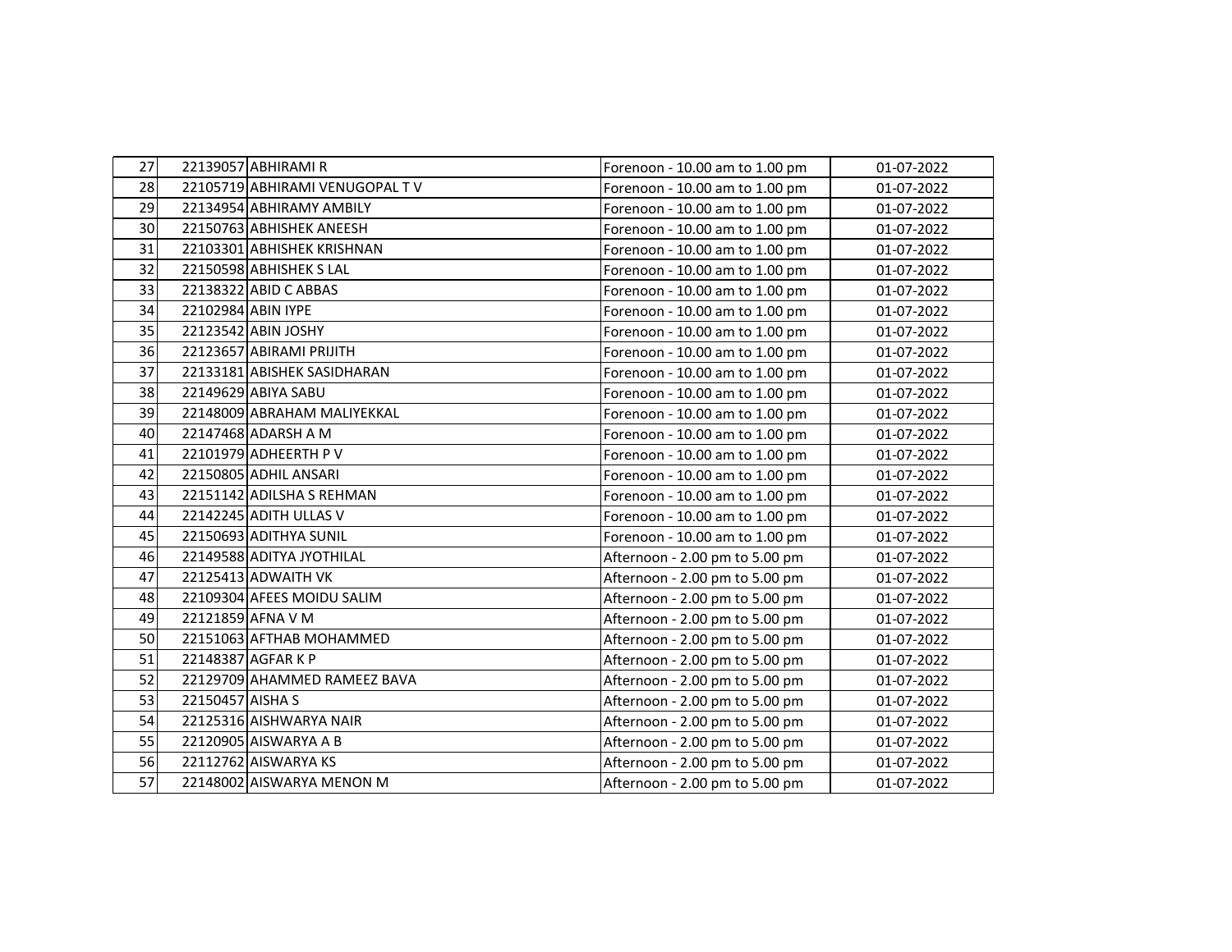| 27 | 22139057 | ABHIRAMI R | Forenoon - 10.00 am to 1.00 pm | 01-07-2022 |
|---|---|---|---|---|
| 28 | 22105719 | ABHIRAMI VENUGOPAL T V | Forenoon - 10.00 am to 1.00 pm | 01-07-2022 |
| 29 | 22134954 | ABHIRAMY AMBILY | Forenoon - 10.00 am to 1.00 pm | 01-07-2022 |
| 30 | 22150763 | ABHISHEK ANEESH | Forenoon - 10.00 am to 1.00 pm | 01-07-2022 |
| 31 | 22103301 | ABHISHEK KRISHNAN | Forenoon - 10.00 am to 1.00 pm | 01-07-2022 |
| 32 | 22150598 | ABHISHEK S LAL | Forenoon - 10.00 am to 1.00 pm | 01-07-2022 |
| 33 | 22138322 | ABID C ABBAS | Forenoon - 10.00 am to 1.00 pm | 01-07-2022 |
| 34 | 22102984 | ABIN IYPE | Forenoon - 10.00 am to 1.00 pm | 01-07-2022 |
| 35 | 22123542 | ABIN JOSHY | Forenoon - 10.00 am to 1.00 pm | 01-07-2022 |
| 36 | 22123657 | ABIRAMI PRIJITH | Forenoon - 10.00 am to 1.00 pm | 01-07-2022 |
| 37 | 22133181 | ABISHEK SASIDHARAN | Forenoon - 10.00 am to 1.00 pm | 01-07-2022 |
| 38 | 22149629 | ABIYA SABU | Forenoon - 10.00 am to 1.00 pm | 01-07-2022 |
| 39 | 22148009 | ABRAHAM MALIYEKKAL | Forenoon - 10.00 am to 1.00 pm | 01-07-2022 |
| 40 | 22147468 | ADARSH A M | Forenoon - 10.00 am to 1.00 pm | 01-07-2022 |
| 41 | 22101979 | ADHEERTH P V | Forenoon - 10.00 am to 1.00 pm | 01-07-2022 |
| 42 | 22150805 | ADHIL ANSARI | Forenoon - 10.00 am to 1.00 pm | 01-07-2022 |
| 43 | 22151142 | ADILSHA S REHMAN | Forenoon - 10.00 am to 1.00 pm | 01-07-2022 |
| 44 | 22142245 | ADITH ULLAS V | Forenoon - 10.00 am to 1.00 pm | 01-07-2022 |
| 45 | 22150693 | ADITHYA SUNIL | Forenoon - 10.00 am to 1.00 pm | 01-07-2022 |
| 46 | 22149588 | ADITYA JYOTHILAL | Afternoon - 2.00 pm to 5.00 pm | 01-07-2022 |
| 47 | 22125413 | ADWAITH VK | Afternoon - 2.00 pm to 5.00 pm | 01-07-2022 |
| 48 | 22109304 | AFEES MOIDU SALIM | Afternoon - 2.00 pm to 5.00 pm | 01-07-2022 |
| 49 | 22121859 | AFNA V M | Afternoon - 2.00 pm to 5.00 pm | 01-07-2022 |
| 50 | 22151063 | AFTHAB MOHAMMED | Afternoon - 2.00 pm to 5.00 pm | 01-07-2022 |
| 51 | 22148387 | AGFAR K P | Afternoon - 2.00 pm to 5.00 pm | 01-07-2022 |
| 52 | 22129709 | AHAMMED RAMEEZ BAVA | Afternoon - 2.00 pm to 5.00 pm | 01-07-2022 |
| 53 | 22150457 | AISHA S | Afternoon - 2.00 pm to 5.00 pm | 01-07-2022 |
| 54 | 22125316 | AISHWARYA NAIR | Afternoon - 2.00 pm to 5.00 pm | 01-07-2022 |
| 55 | 22120905 | AISWARYA A B | Afternoon - 2.00 pm to 5.00 pm | 01-07-2022 |
| 56 | 22112762 | AISWARYA KS | Afternoon - 2.00 pm to 5.00 pm | 01-07-2022 |
| 57 | 22148002 | AISWARYA MENON M | Afternoon - 2.00 pm to 5.00 pm | 01-07-2022 |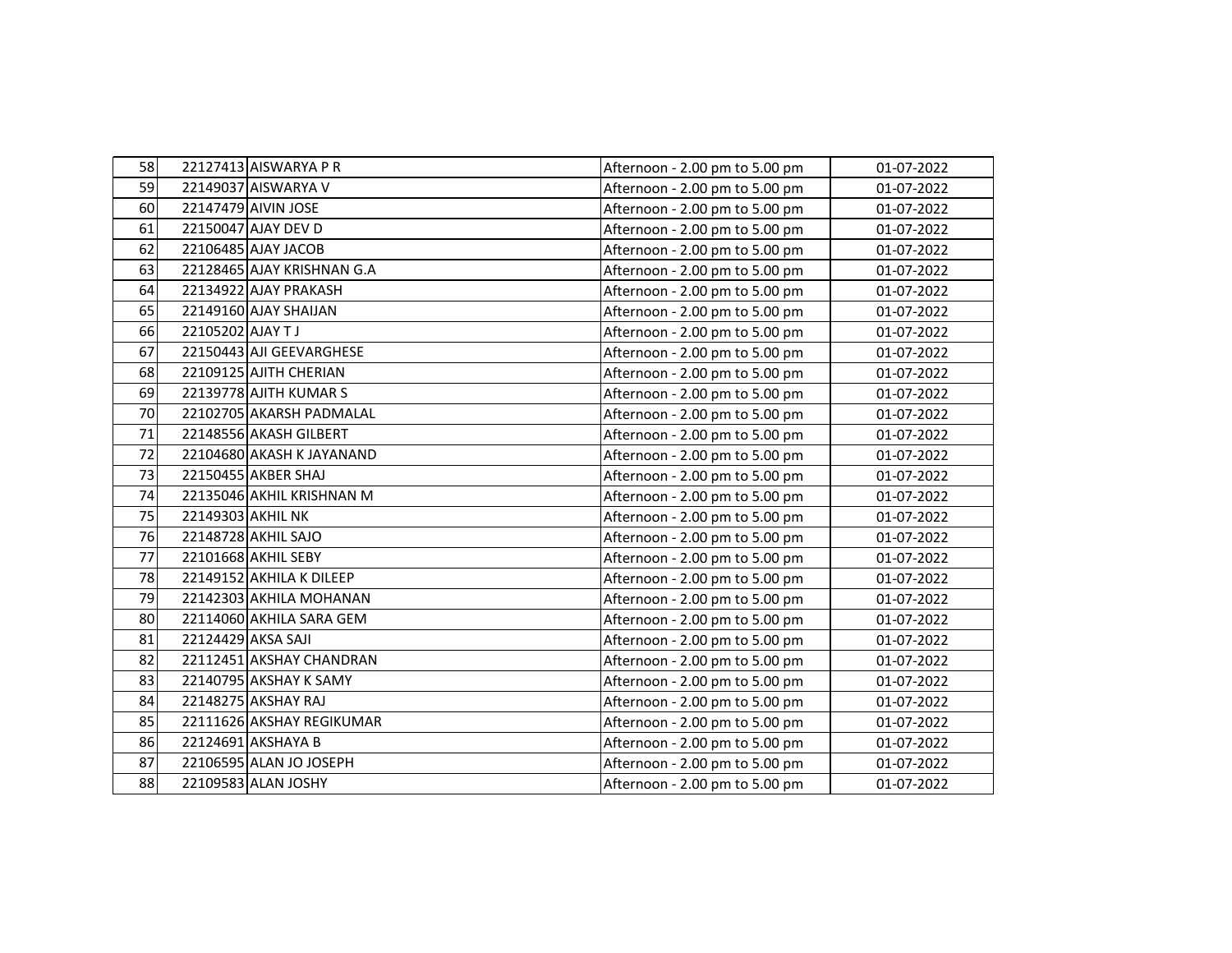| | | | | |
|---|---|---|---|---|
| 58 | 22127413 | AISWARYA P R | Afternoon - 2.00 pm to 5.00 pm | 01-07-2022 |
| 59 | 22149037 | AISWARYA V | Afternoon - 2.00 pm to 5.00 pm | 01-07-2022 |
| 60 | 22147479 | AIVIN JOSE | Afternoon - 2.00 pm to 5.00 pm | 01-07-2022 |
| 61 | 22150047 | AJAY DEV D | Afternoon - 2.00 pm to 5.00 pm | 01-07-2022 |
| 62 | 22106485 | AJAY JACOB | Afternoon - 2.00 pm to 5.00 pm | 01-07-2022 |
| 63 | 22128465 | AJAY KRISHNAN G.A | Afternoon - 2.00 pm to 5.00 pm | 01-07-2022 |
| 64 | 22134922 | AJAY PRAKASH | Afternoon - 2.00 pm to 5.00 pm | 01-07-2022 |
| 65 | 22149160 | AJAY SHAIJAN | Afternoon - 2.00 pm to 5.00 pm | 01-07-2022 |
| 66 | 22105202 | AJAY T J | Afternoon - 2.00 pm to 5.00 pm | 01-07-2022 |
| 67 | 22150443 | AJI GEEVARGHESE | Afternoon - 2.00 pm to 5.00 pm | 01-07-2022 |
| 68 | 22109125 | AJITH CHERIAN | Afternoon - 2.00 pm to 5.00 pm | 01-07-2022 |
| 69 | 22139778 | AJITH KUMAR S | Afternoon - 2.00 pm to 5.00 pm | 01-07-2022 |
| 70 | 22102705 | AKARSH PADMALAL | Afternoon - 2.00 pm to 5.00 pm | 01-07-2022 |
| 71 | 22148556 | AKASH GILBERT | Afternoon - 2.00 pm to 5.00 pm | 01-07-2022 |
| 72 | 22104680 | AKASH K JAYANAND | Afternoon - 2.00 pm to 5.00 pm | 01-07-2022 |
| 73 | 22150455 | AKBER SHAJ | Afternoon - 2.00 pm to 5.00 pm | 01-07-2022 |
| 74 | 22135046 | AKHIL KRISHNAN M | Afternoon - 2.00 pm to 5.00 pm | 01-07-2022 |
| 75 | 22149303 | AKHIL NK | Afternoon - 2.00 pm to 5.00 pm | 01-07-2022 |
| 76 | 22148728 | AKHIL SAJO | Afternoon - 2.00 pm to 5.00 pm | 01-07-2022 |
| 77 | 22101668 | AKHIL SEBY | Afternoon - 2.00 pm to 5.00 pm | 01-07-2022 |
| 78 | 22149152 | AKHILA K DILEEP | Afternoon - 2.00 pm to 5.00 pm | 01-07-2022 |
| 79 | 22142303 | AKHILA MOHANAN | Afternoon - 2.00 pm to 5.00 pm | 01-07-2022 |
| 80 | 22114060 | AKHILA SARA GEM | Afternoon - 2.00 pm to 5.00 pm | 01-07-2022 |
| 81 | 22124429 | AKSA SAJI | Afternoon - 2.00 pm to 5.00 pm | 01-07-2022 |
| 82 | 22112451 | AKSHAY CHANDRAN | Afternoon - 2.00 pm to 5.00 pm | 01-07-2022 |
| 83 | 22140795 | AKSHAY K SAMY | Afternoon - 2.00 pm to 5.00 pm | 01-07-2022 |
| 84 | 22148275 | AKSHAY RAJ | Afternoon - 2.00 pm to 5.00 pm | 01-07-2022 |
| 85 | 22111626 | AKSHAY REGIKUMAR | Afternoon - 2.00 pm to 5.00 pm | 01-07-2022 |
| 86 | 22124691 | AKSHAYA B | Afternoon - 2.00 pm to 5.00 pm | 01-07-2022 |
| 87 | 22106595 | ALAN JO JOSEPH | Afternoon - 2.00 pm to 5.00 pm | 01-07-2022 |
| 88 | 22109583 | ALAN JOSHY | Afternoon - 2.00 pm to 5.00 pm | 01-07-2022 |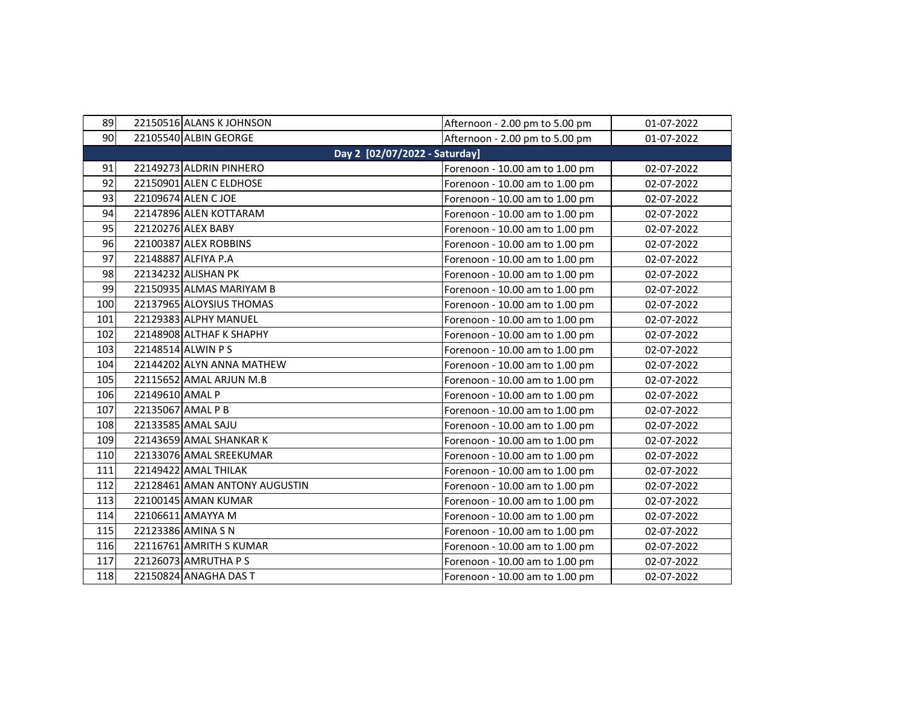| | | | | |
|---|---|---|---|---|
| 89 | 22150516 | ALANS K JOHNSON | Afternoon - 2.00 pm to 5.00 pm | 01-07-2022 |
| 90 | 22105540 | ALBIN GEORGE | Afternoon - 2.00 pm to 5.00 pm | 01-07-2022 |
| **Day 2 [02/07/2022 - Saturday]** | | | | |
| 91 | 22149273 | ALDRIN PINHERO | Forenoon - 10.00 am to 1.00 pm | 02-07-2022 |
| 92 | 22150901 | ALEN C ELDHOSE | Forenoon - 10.00 am to 1.00 pm | 02-07-2022 |
| 93 | 22109674 | ALEN C JOE | Forenoon - 10.00 am to 1.00 pm | 02-07-2022 |
| 94 | 22147896 | ALEN KOTTARAM | Forenoon - 10.00 am to 1.00 pm | 02-07-2022 |
| 95 | 22120276 | ALEX BABY | Forenoon - 10.00 am to 1.00 pm | 02-07-2022 |
| 96 | 22100387 | ALEX ROBBINS | Forenoon - 10.00 am to 1.00 pm | 02-07-2022 |
| 97 | 22148887 | ALFIYA P.A | Forenoon - 10.00 am to 1.00 pm | 02-07-2022 |
| 98 | 22134232 | ALISHAN PK | Forenoon - 10.00 am to 1.00 pm | 02-07-2022 |
| 99 | 22150935 | ALMAS MARIYAM B | Forenoon - 10.00 am to 1.00 pm | 02-07-2022 |
| 100 | 22137965 | ALOYSIUS THOMAS | Forenoon - 10.00 am to 1.00 pm | 02-07-2022 |
| 101 | 22129383 | ALPHY MANUEL | Forenoon - 10.00 am to 1.00 pm | 02-07-2022 |
| 102 | 22148908 | ALTHAF K SHAPHY | Forenoon - 10.00 am to 1.00 pm | 02-07-2022 |
| 103 | 22148514 | ALWIN P S | Forenoon - 10.00 am to 1.00 pm | 02-07-2022 |
| 104 | 22144202 | ALYN ANNA MATHEW | Forenoon - 10.00 am to 1.00 pm | 02-07-2022 |
| 105 | 22115652 | AMAL ARJUN M.B | Forenoon - 10.00 am to 1.00 pm | 02-07-2022 |
| 106 | 22149610 | AMAL P | Forenoon - 10.00 am to 1.00 pm | 02-07-2022 |
| 107 | 22135067 | AMAL P B | Forenoon - 10.00 am to 1.00 pm | 02-07-2022 |
| 108 | 22133585 | AMAL SAJU | Forenoon - 10.00 am to 1.00 pm | 02-07-2022 |
| 109 | 22143659 | AMAL SHANKAR K | Forenoon - 10.00 am to 1.00 pm | 02-07-2022 |
| 110 | 22133076 | AMAL SREEKUMAR | Forenoon - 10.00 am to 1.00 pm | 02-07-2022 |
| 111 | 22149422 | AMAL THILAK | Forenoon - 10.00 am to 1.00 pm | 02-07-2022 |
| 112 | 22128461 | AMAN ANTONY AUGUSTIN | Forenoon - 10.00 am to 1.00 pm | 02-07-2022 |
| 113 | 22100145 | AMAN KUMAR | Forenoon - 10.00 am to 1.00 pm | 02-07-2022 |
| 114 | 22106611 | AMAYYA M | Forenoon - 10.00 am to 1.00 pm | 02-07-2022 |
| 115 | 22123386 | AMINA S N | Forenoon - 10.00 am to 1.00 pm | 02-07-2022 |
| 116 | 22116761 | AMRITH S KUMAR | Forenoon - 10.00 am to 1.00 pm | 02-07-2022 |
| 117 | 22126073 | AMRUTHA P S | Forenoon - 10.00 am to 1.00 pm | 02-07-2022 |
| 118 | 22150824 | ANAGHA DAS T | Forenoon - 10.00 am to 1.00 pm | 02-07-2022 |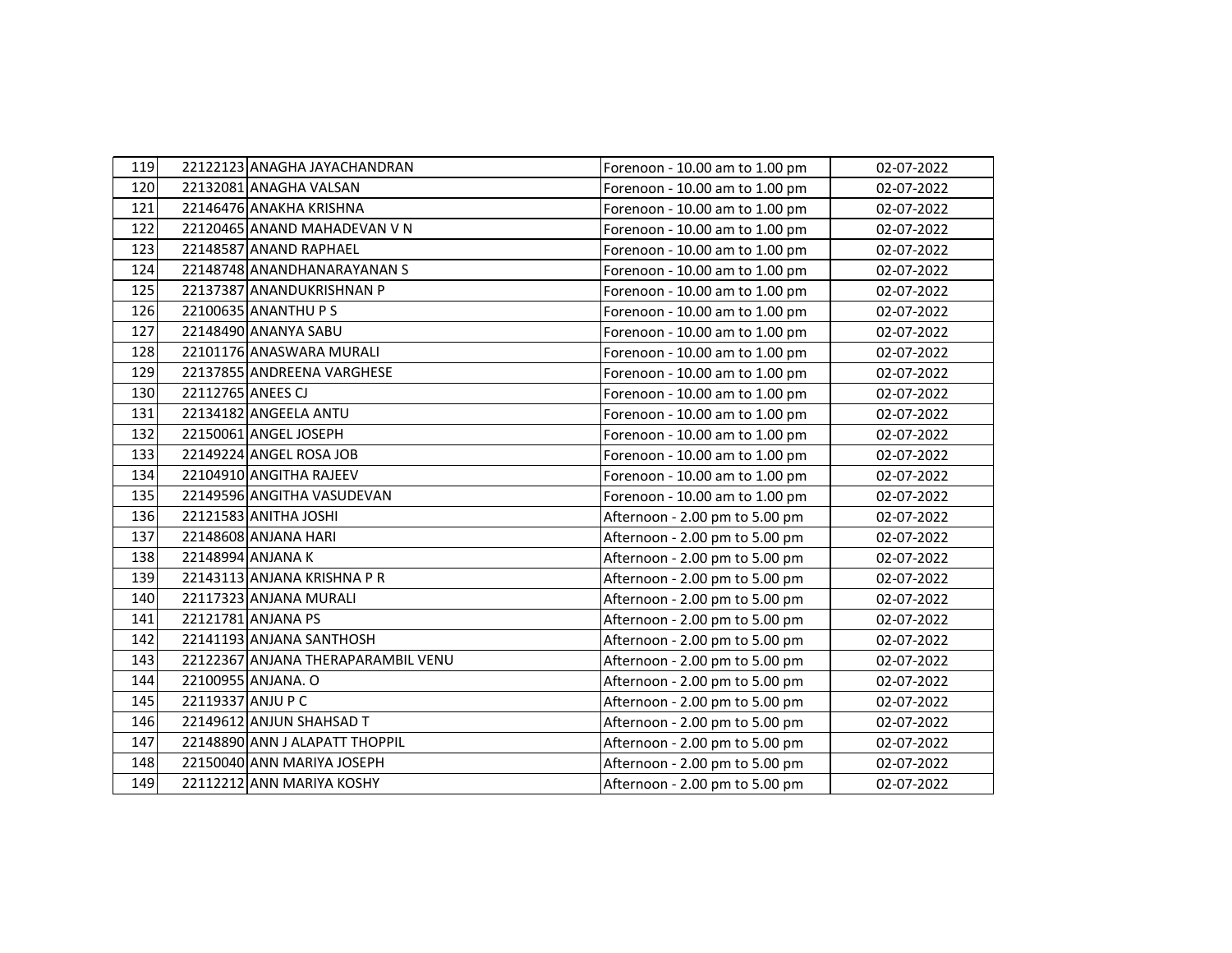| | | | | |
|---|---|---|---|---|
| 119 | 22122123 | ANAGHA JAYACHANDRAN | Forenoon - 10.00 am to 1.00 pm | 02-07-2022 |
| 120 | 22132081 | ANAGHA VALSAN | Forenoon - 10.00 am to 1.00 pm | 02-07-2022 |
| 121 | 22146476 | ANAKHA KRISHNA | Forenoon - 10.00 am to 1.00 pm | 02-07-2022 |
| 122 | 22120465 | ANAND MAHADEVAN V N | Forenoon - 10.00 am to 1.00 pm | 02-07-2022 |
| 123 | 22148587 | ANAND RAPHAEL | Forenoon - 10.00 am to 1.00 pm | 02-07-2022 |
| 124 | 22148748 | ANANDHANARAYANAN S | Forenoon - 10.00 am to 1.00 pm | 02-07-2022 |
| 125 | 22137387 | ANANDUKRISHNAN P | Forenoon - 10.00 am to 1.00 pm | 02-07-2022 |
| 126 | 22100635 | ANANTHU P S | Forenoon - 10.00 am to 1.00 pm | 02-07-2022 |
| 127 | 22148490 | ANANYA SABU | Forenoon - 10.00 am to 1.00 pm | 02-07-2022 |
| 128 | 22101176 | ANASWARA MURALI | Forenoon - 10.00 am to 1.00 pm | 02-07-2022 |
| 129 | 22137855 | ANDREENA VARGHESE | Forenoon - 10.00 am to 1.00 pm | 02-07-2022 |
| 130 | 22112765 | ANEES CJ | Forenoon - 10.00 am to 1.00 pm | 02-07-2022 |
| 131 | 22134182 | ANGEELA ANTU | Forenoon - 10.00 am to 1.00 pm | 02-07-2022 |
| 132 | 22150061 | ANGEL JOSEPH | Forenoon - 10.00 am to 1.00 pm | 02-07-2022 |
| 133 | 22149224 | ANGEL ROSA JOB | Forenoon - 10.00 am to 1.00 pm | 02-07-2022 |
| 134 | 22104910 | ANGITHA RAJEEV | Forenoon - 10.00 am to 1.00 pm | 02-07-2022 |
| 135 | 22149596 | ANGITHA VASUDEVAN | Forenoon - 10.00 am to 1.00 pm | 02-07-2022 |
| 136 | 22121583 | ANITHA JOSHI | Afternoon - 2.00 pm to 5.00 pm | 02-07-2022 |
| 137 | 22148608 | ANJANA HARI | Afternoon - 2.00 pm to 5.00 pm | 02-07-2022 |
| 138 | 22148994 | ANJANA K | Afternoon - 2.00 pm to 5.00 pm | 02-07-2022 |
| 139 | 22143113 | ANJANA KRISHNA P R | Afternoon - 2.00 pm to 5.00 pm | 02-07-2022 |
| 140 | 22117323 | ANJANA MURALI | Afternoon - 2.00 pm to 5.00 pm | 02-07-2022 |
| 141 | 22121781 | ANJANA PS | Afternoon - 2.00 pm to 5.00 pm | 02-07-2022 |
| 142 | 22141193 | ANJANA SANTHOSH | Afternoon - 2.00 pm to 5.00 pm | 02-07-2022 |
| 143 | 22122367 | ANJANA THERAPARAMBIL VENU | Afternoon - 2.00 pm to 5.00 pm | 02-07-2022 |
| 144 | 22100955 | ANJANA. O | Afternoon - 2.00 pm to 5.00 pm | 02-07-2022 |
| 145 | 22119337 | ANJU P C | Afternoon - 2.00 pm to 5.00 pm | 02-07-2022 |
| 146 | 22149612 | ANJUN SHAHSAD T | Afternoon - 2.00 pm to 5.00 pm | 02-07-2022 |
| 147 | 22148890 | ANN J ALAPATT THOPPIL | Afternoon - 2.00 pm to 5.00 pm | 02-07-2022 |
| 148 | 22150040 | ANN MARIYA JOSEPH | Afternoon - 2.00 pm to 5.00 pm | 02-07-2022 |
| 149 | 22112212 | ANN MARIYA KOSHY | Afternoon - 2.00 pm to 5.00 pm | 02-07-2022 |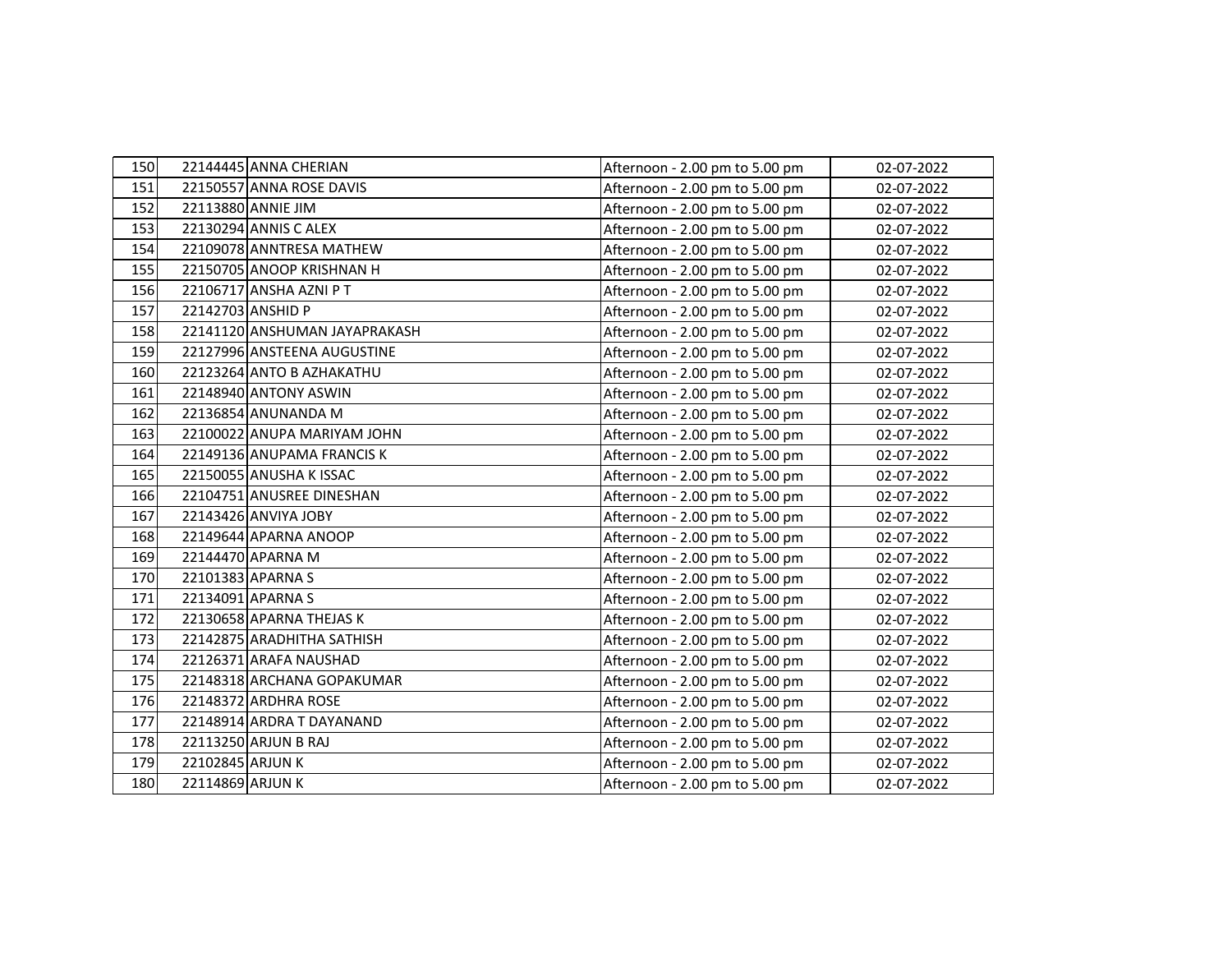| | | | | |
|---|---|---|---|---|
| 150 | 22144445 | ANNA CHERIAN | Afternoon - 2.00 pm to 5.00 pm | 02-07-2022 |
| 151 | 22150557 | ANNA ROSE DAVIS | Afternoon - 2.00 pm to 5.00 pm | 02-07-2022 |
| 152 | 22113880 | ANNIE JIM | Afternoon - 2.00 pm to 5.00 pm | 02-07-2022 |
| 153 | 22130294 | ANNIS C ALEX | Afternoon - 2.00 pm to 5.00 pm | 02-07-2022 |
| 154 | 22109078 | ANNTRESA MATHEW | Afternoon - 2.00 pm to 5.00 pm | 02-07-2022 |
| 155 | 22150705 | ANOOP KRISHNAN H | Afternoon - 2.00 pm to 5.00 pm | 02-07-2022 |
| 156 | 22106717 | ANSHA AZNI P T | Afternoon - 2.00 pm to 5.00 pm | 02-07-2022 |
| 157 | 22142703 | ANSHID P | Afternoon - 2.00 pm to 5.00 pm | 02-07-2022 |
| 158 | 22141120 | ANSHUMAN JAYAPRAKASH | Afternoon - 2.00 pm to 5.00 pm | 02-07-2022 |
| 159 | 22127996 | ANSTEENA AUGUSTINE | Afternoon - 2.00 pm to 5.00 pm | 02-07-2022 |
| 160 | 22123264 | ANTO B AZHAKATHU | Afternoon - 2.00 pm to 5.00 pm | 02-07-2022 |
| 161 | 22148940 | ANTONY ASWIN | Afternoon - 2.00 pm to 5.00 pm | 02-07-2022 |
| 162 | 22136854 | ANUNANDA M | Afternoon - 2.00 pm to 5.00 pm | 02-07-2022 |
| 163 | 22100022 | ANUPA MARIYAM JOHN | Afternoon - 2.00 pm to 5.00 pm | 02-07-2022 |
| 164 | 22149136 | ANUPAMA FRANCIS K | Afternoon - 2.00 pm to 5.00 pm | 02-07-2022 |
| 165 | 22150055 | ANUSHA K ISSAC | Afternoon - 2.00 pm to 5.00 pm | 02-07-2022 |
| 166 | 22104751 | ANUSREE DINESHAN | Afternoon - 2.00 pm to 5.00 pm | 02-07-2022 |
| 167 | 22143426 | ANVIYA JOBY | Afternoon - 2.00 pm to 5.00 pm | 02-07-2022 |
| 168 | 22149644 | APARNA ANOOP | Afternoon - 2.00 pm to 5.00 pm | 02-07-2022 |
| 169 | 22144470 | APARNA M | Afternoon - 2.00 pm to 5.00 pm | 02-07-2022 |
| 170 | 22101383 | APARNA S | Afternoon - 2.00 pm to 5.00 pm | 02-07-2022 |
| 171 | 22134091 | APARNA S | Afternoon - 2.00 pm to 5.00 pm | 02-07-2022 |
| 172 | 22130658 | APARNA THEJAS K | Afternoon - 2.00 pm to 5.00 pm | 02-07-2022 |
| 173 | 22142875 | ARADHITHA SATHISH | Afternoon - 2.00 pm to 5.00 pm | 02-07-2022 |
| 174 | 22126371 | ARAFA NAUSHAD | Afternoon - 2.00 pm to 5.00 pm | 02-07-2022 |
| 175 | 22148318 | ARCHANA GOPAKUMAR | Afternoon - 2.00 pm to 5.00 pm | 02-07-2022 |
| 176 | 22148372 | ARDHRA ROSE | Afternoon - 2.00 pm to 5.00 pm | 02-07-2022 |
| 177 | 22148914 | ARDRA T DAYANAND | Afternoon - 2.00 pm to 5.00 pm | 02-07-2022 |
| 178 | 22113250 | ARJUN B RAJ | Afternoon - 2.00 pm to 5.00 pm | 02-07-2022 |
| 179 | 22102845 | ARJUN K | Afternoon - 2.00 pm to 5.00 pm | 02-07-2022 |
| 180 | 22114869 | ARJUN K | Afternoon - 2.00 pm to 5.00 pm | 02-07-2022 |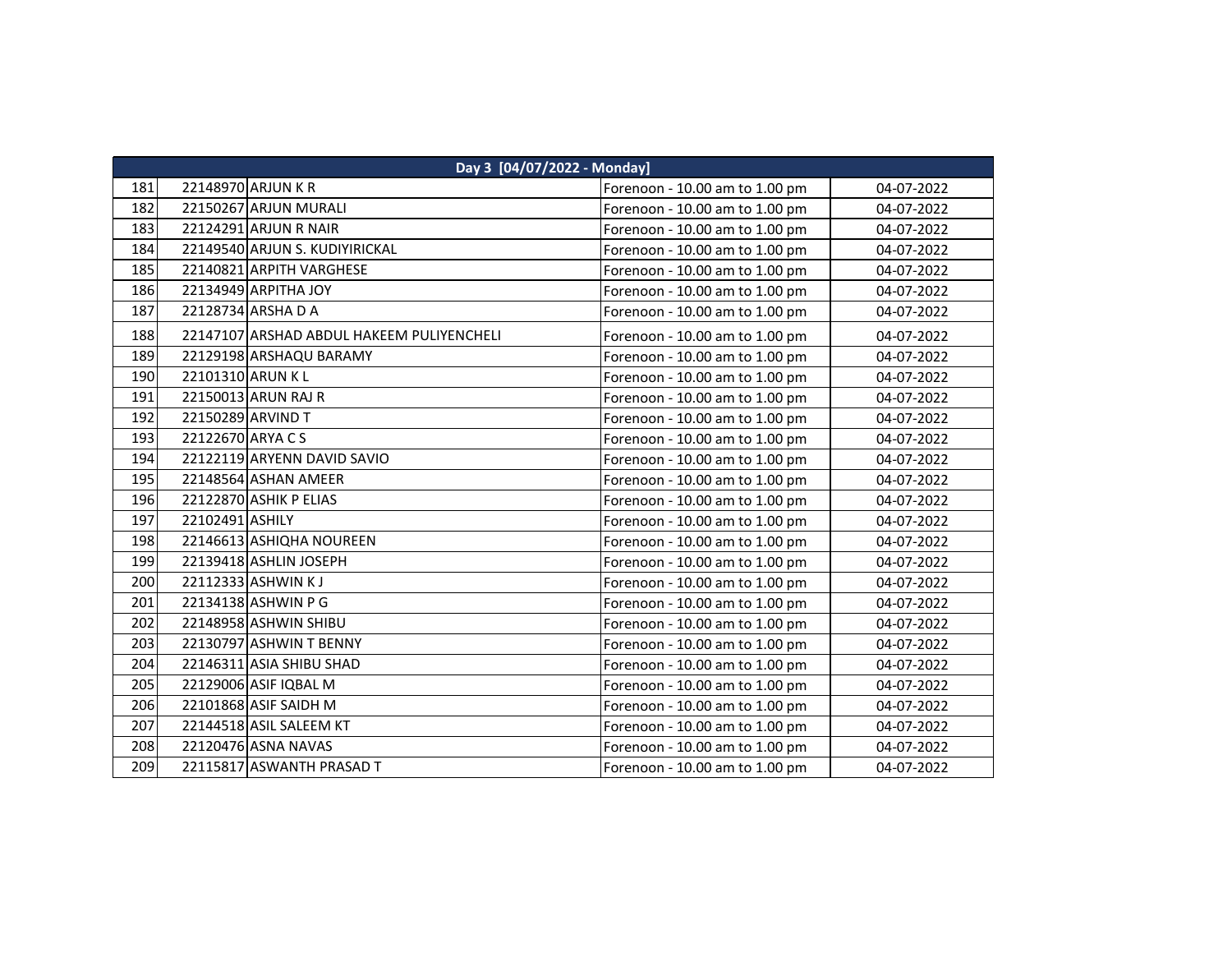| Day 3 [04/07/2022 - Monday] | | | | |
|---|---|---|---|---|
| 181 | 22148970 | ARJUN K R | Forenoon - 10.00 am to 1.00 pm | 04-07-2022 |
| 182 | 22150267 | ARJUN MURALI | Forenoon - 10.00 am to 1.00 pm | 04-07-2022 |
| 183 | 22124291 | ARJUN R NAIR | Forenoon - 10.00 am to 1.00 pm | 04-07-2022 |
| 184 | 22149540 | ARJUN S. KUDIYIRICKAL | Forenoon - 10.00 am to 1.00 pm | 04-07-2022 |
| 185 | 22140821 | ARPITH VARGHESE | Forenoon - 10.00 am to 1.00 pm | 04-07-2022 |
| 186 | 22134949 | ARPITHA JOY | Forenoon - 10.00 am to 1.00 pm | 04-07-2022 |
| 187 | 22128734 | ARSHA D A | Forenoon - 10.00 am to 1.00 pm | 04-07-2022 |
| 188 | 22147107 | ARSHAD ABDUL HAKEEM PULIYENCHELI | Forenoon - 10.00 am to 1.00 pm | 04-07-2022 |
| 189 | 22129198 | ARSHAQU BARAMY | Forenoon - 10.00 am to 1.00 pm | 04-07-2022 |
| 190 | 22101310 | ARUN K L | Forenoon - 10.00 am to 1.00 pm | 04-07-2022 |
| 191 | 22150013 | ARUN RAJ R | Forenoon - 10.00 am to 1.00 pm | 04-07-2022 |
| 192 | 22150289 | ARVIND T | Forenoon - 10.00 am to 1.00 pm | 04-07-2022 |
| 193 | 22122670 | ARYA C S | Forenoon - 10.00 am to 1.00 pm | 04-07-2022 |
| 194 | 22122119 | ARYENN DAVID SAVIO | Forenoon - 10.00 am to 1.00 pm | 04-07-2022 |
| 195 | 22148564 | ASHAN AMEER | Forenoon - 10.00 am to 1.00 pm | 04-07-2022 |
| 196 | 22122870 | ASHIK P ELIAS | Forenoon - 10.00 am to 1.00 pm | 04-07-2022 |
| 197 | 22102491 | ASHILY | Forenoon - 10.00 am to 1.00 pm | 04-07-2022 |
| 198 | 22146613 | ASHIQHA NOUREEN | Forenoon - 10.00 am to 1.00 pm | 04-07-2022 |
| 199 | 22139418 | ASHLIN JOSEPH | Forenoon - 10.00 am to 1.00 pm | 04-07-2022 |
| 200 | 22112333 | ASHWIN K J | Forenoon - 10.00 am to 1.00 pm | 04-07-2022 |
| 201 | 22134138 | ASHWIN P G | Forenoon - 10.00 am to 1.00 pm | 04-07-2022 |
| 202 | 22148958 | ASHWIN SHIBU | Forenoon - 10.00 am to 1.00 pm | 04-07-2022 |
| 203 | 22130797 | ASHWIN T BENNY | Forenoon - 10.00 am to 1.00 pm | 04-07-2022 |
| 204 | 22146311 | ASIA SHIBU SHAD | Forenoon - 10.00 am to 1.00 pm | 04-07-2022 |
| 205 | 22129006 | ASIF IQBAL M | Forenoon - 10.00 am to 1.00 pm | 04-07-2022 |
| 206 | 22101868 | ASIF SAIDH M | Forenoon - 10.00 am to 1.00 pm | 04-07-2022 |
| 207 | 22144518 | ASIL SALEEM KT | Forenoon - 10.00 am to 1.00 pm | 04-07-2022 |
| 208 | 22120476 | ASNA NAVAS | Forenoon - 10.00 am to 1.00 pm | 04-07-2022 |
| 209 | 22115817 | ASWANTH PRASAD T | Forenoon - 10.00 am to 1.00 pm | 04-07-2022 |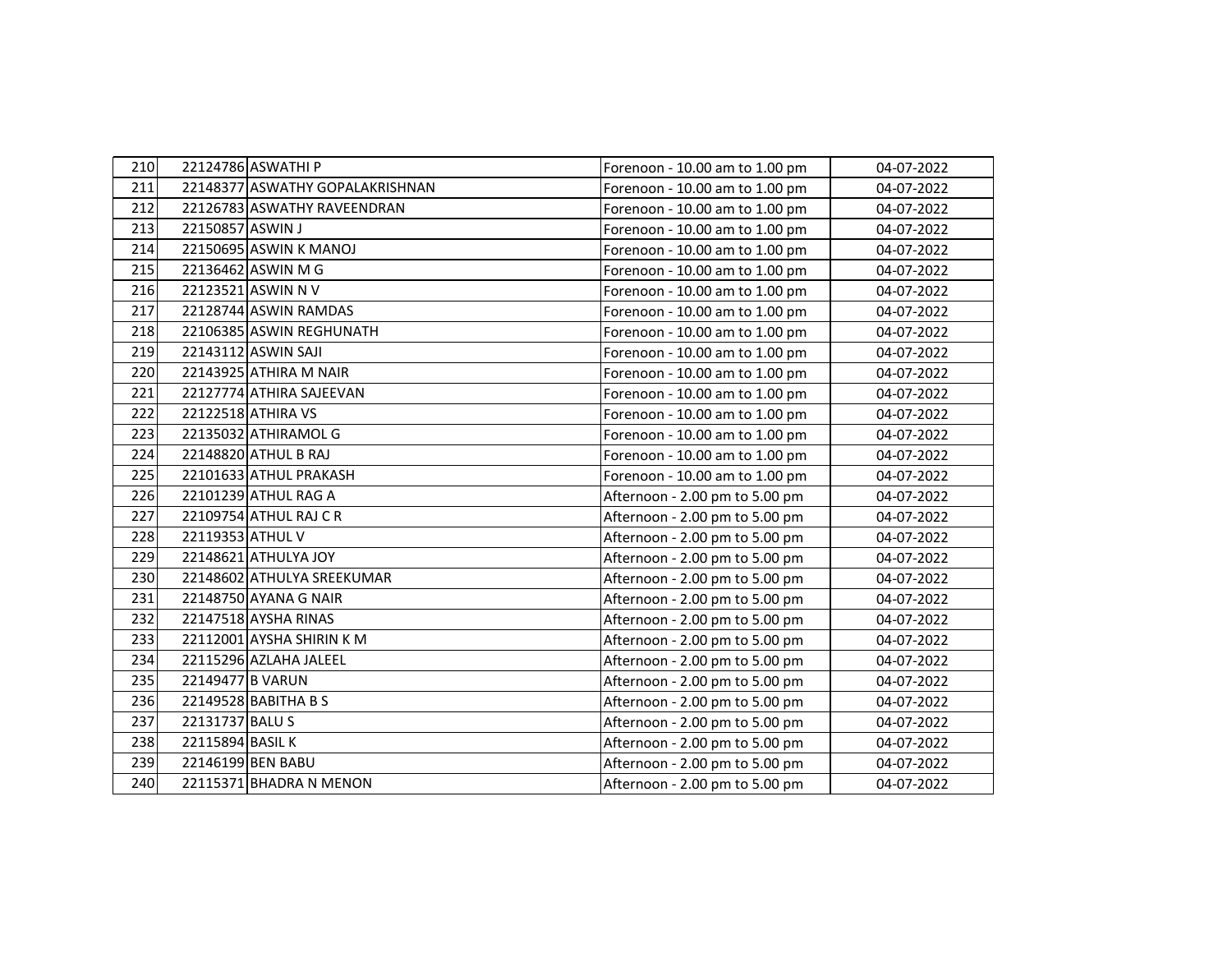| | | | | |
|---|---|---|---|---|
| 210 | 22124786 | ASWATHI P | Forenoon - 10.00 am to 1.00 pm | 04-07-2022 |
| 211 | 22148377 | ASWATHY GOPALAKRISHNAN | Forenoon - 10.00 am to 1.00 pm | 04-07-2022 |
| 212 | 22126783 | ASWATHY RAVEENDRAN | Forenoon - 10.00 am to 1.00 pm | 04-07-2022 |
| 213 | 22150857 | ASWIN J | Forenoon - 10.00 am to 1.00 pm | 04-07-2022 |
| 214 | 22150695 | ASWIN K MANOJ | Forenoon - 10.00 am to 1.00 pm | 04-07-2022 |
| 215 | 22136462 | ASWIN M G | Forenoon - 10.00 am to 1.00 pm | 04-07-2022 |
| 216 | 22123521 | ASWIN N V | Forenoon - 10.00 am to 1.00 pm | 04-07-2022 |
| 217 | 22128744 | ASWIN RAMDAS | Forenoon - 10.00 am to 1.00 pm | 04-07-2022 |
| 218 | 22106385 | ASWIN REGHUNATH | Forenoon - 10.00 am to 1.00 pm | 04-07-2022 |
| 219 | 22143112 | ASWIN SAJI | Forenoon - 10.00 am to 1.00 pm | 04-07-2022 |
| 220 | 22143925 | ATHIRA M NAIR | Forenoon - 10.00 am to 1.00 pm | 04-07-2022 |
| 221 | 22127774 | ATHIRA SAJEEVAN | Forenoon - 10.00 am to 1.00 pm | 04-07-2022 |
| 222 | 22122518 | ATHIRA VS | Forenoon - 10.00 am to 1.00 pm | 04-07-2022 |
| 223 | 22135032 | ATHIRAMOL G | Forenoon - 10.00 am to 1.00 pm | 04-07-2022 |
| 224 | 22148820 | ATHUL B RAJ | Forenoon - 10.00 am to 1.00 pm | 04-07-2022 |
| 225 | 22101633 | ATHUL PRAKASH | Forenoon - 10.00 am to 1.00 pm | 04-07-2022 |
| 226 | 22101239 | ATHUL RAG A | Afternoon - 2.00 pm to 5.00 pm | 04-07-2022 |
| 227 | 22109754 | ATHUL RAJ C R | Afternoon - 2.00 pm to 5.00 pm | 04-07-2022 |
| 228 | 22119353 | ATHUL V | Afternoon - 2.00 pm to 5.00 pm | 04-07-2022 |
| 229 | 22148621 | ATHULYA JOY | Afternoon - 2.00 pm to 5.00 pm | 04-07-2022 |
| 230 | 22148602 | ATHULYA SREEKUMAR | Afternoon - 2.00 pm to 5.00 pm | 04-07-2022 |
| 231 | 22148750 | AYANA G NAIR | Afternoon - 2.00 pm to 5.00 pm | 04-07-2022 |
| 232 | 22147518 | AYSHA RINAS | Afternoon - 2.00 pm to 5.00 pm | 04-07-2022 |
| 233 | 22112001 | AYSHA SHIRIN K M | Afternoon - 2.00 pm to 5.00 pm | 04-07-2022 |
| 234 | 22115296 | AZLAHA JALEEL | Afternoon - 2.00 pm to 5.00 pm | 04-07-2022 |
| 235 | 22149477 | B VARUN | Afternoon - 2.00 pm to 5.00 pm | 04-07-2022 |
| 236 | 22149528 | BABITHA B S | Afternoon - 2.00 pm to 5.00 pm | 04-07-2022 |
| 237 | 22131737 | BALU S | Afternoon - 2.00 pm to 5.00 pm | 04-07-2022 |
| 238 | 22115894 | BASIL K | Afternoon - 2.00 pm to 5.00 pm | 04-07-2022 |
| 239 | 22146199 | BEN BABU | Afternoon - 2.00 pm to 5.00 pm | 04-07-2022 |
| 240 | 22115371 | BHADRA N MENON | Afternoon - 2.00 pm to 5.00 pm | 04-07-2022 |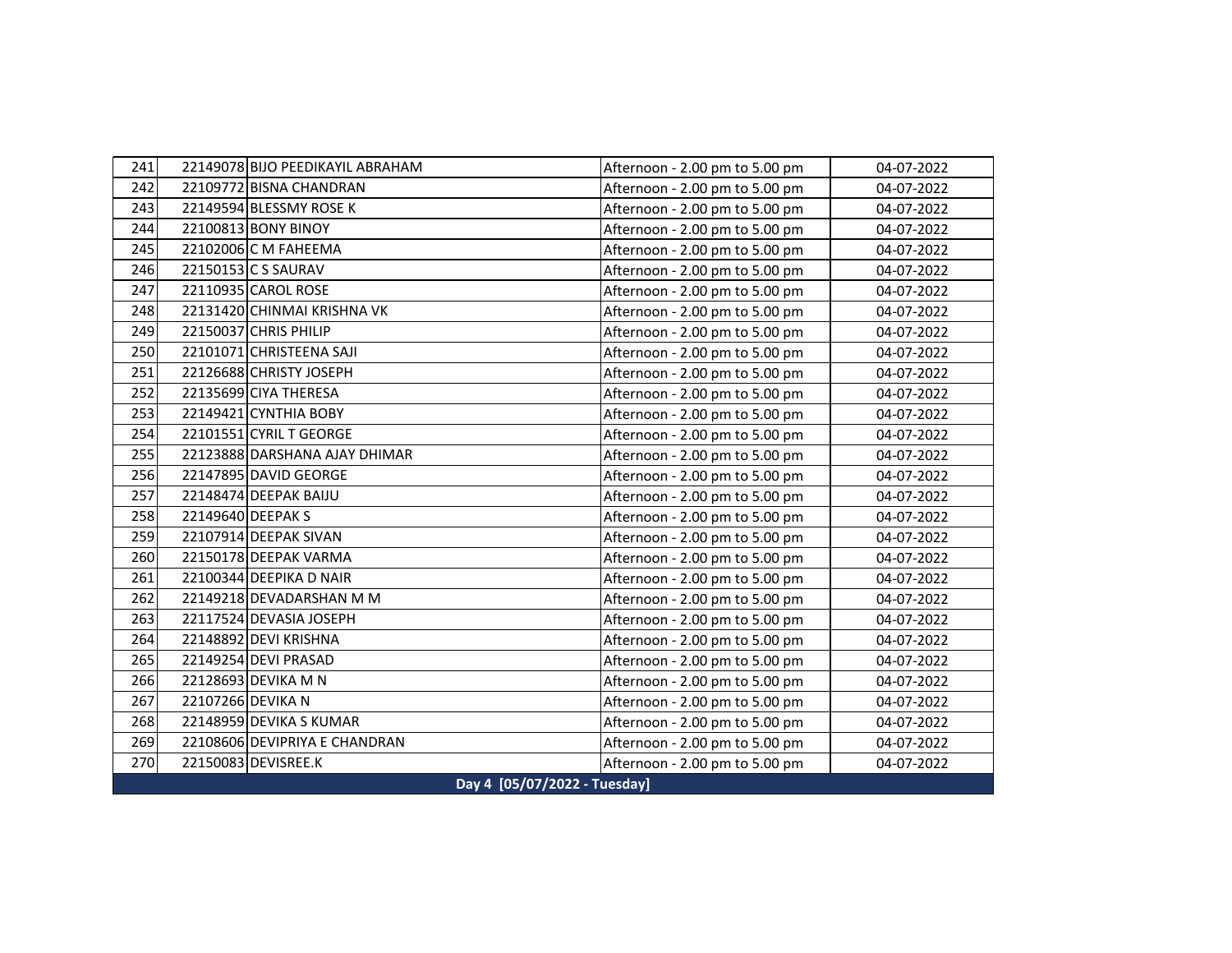| | | | | |
|---|---|---|---|---|
| 241 | 22149078 | BIJO PEEDIKAYIL ABRAHAM | Afternoon - 2.00 pm to 5.00 pm | 04-07-2022 |
| 242 | 22109772 | BISNA CHANDRAN | Afternoon - 2.00 pm to 5.00 pm | 04-07-2022 |
| 243 | 22149594 | BLESSMY ROSE K | Afternoon - 2.00 pm to 5.00 pm | 04-07-2022 |
| 244 | 22100813 | BONY BINOY | Afternoon - 2.00 pm to 5.00 pm | 04-07-2022 |
| 245 | 22102006 | C M FAHEEMA | Afternoon - 2.00 pm to 5.00 pm | 04-07-2022 |
| 246 | 22150153 | C S SAURAV | Afternoon - 2.00 pm to 5.00 pm | 04-07-2022 |
| 247 | 22110935 | CAROL ROSE | Afternoon - 2.00 pm to 5.00 pm | 04-07-2022 |
| 248 | 22131420 | CHINMAI KRISHNA VK | Afternoon - 2.00 pm to 5.00 pm | 04-07-2022 |
| 249 | 22150037 | CHRIS PHILIP | Afternoon - 2.00 pm to 5.00 pm | 04-07-2022 |
| 250 | 22101071 | CHRISTEENA SAJI | Afternoon - 2.00 pm to 5.00 pm | 04-07-2022 |
| 251 | 22126688 | CHRISTY JOSEPH | Afternoon - 2.00 pm to 5.00 pm | 04-07-2022 |
| 252 | 22135699 | CIYA THERESA | Afternoon - 2.00 pm to 5.00 pm | 04-07-2022 |
| 253 | 22149421 | CYNTHIA BOBY | Afternoon - 2.00 pm to 5.00 pm | 04-07-2022 |
| 254 | 22101551 | CYRIL T GEORGE | Afternoon - 2.00 pm to 5.00 pm | 04-07-2022 |
| 255 | 22123888 | DARSHANA AJAY DHIMAR | Afternoon - 2.00 pm to 5.00 pm | 04-07-2022 |
| 256 | 22147895 | DAVID GEORGE | Afternoon - 2.00 pm to 5.00 pm | 04-07-2022 |
| 257 | 22148474 | DEEPAK BAIJU | Afternoon - 2.00 pm to 5.00 pm | 04-07-2022 |
| 258 | 22149640 | DEEPAK S | Afternoon - 2.00 pm to 5.00 pm | 04-07-2022 |
| 259 | 22107914 | DEEPAK SIVAN | Afternoon - 2.00 pm to 5.00 pm | 04-07-2022 |
| 260 | 22150178 | DEEPAK VARMA | Afternoon - 2.00 pm to 5.00 pm | 04-07-2022 |
| 261 | 22100344 | DEEPIKA D NAIR | Afternoon - 2.00 pm to 5.00 pm | 04-07-2022 |
| 262 | 22149218 | DEVADARSHAN M M | Afternoon - 2.00 pm to 5.00 pm | 04-07-2022 |
| 263 | 22117524 | DEVASIA JOSEPH | Afternoon - 2.00 pm to 5.00 pm | 04-07-2022 |
| 264 | 22148892 | DEVI KRISHNA | Afternoon - 2.00 pm to 5.00 pm | 04-07-2022 |
| 265 | 22149254 | DEVI PRASAD | Afternoon - 2.00 pm to 5.00 pm | 04-07-2022 |
| 266 | 22128693 | DEVIKA M N | Afternoon - 2.00 pm to 5.00 pm | 04-07-2022 |
| 267 | 22107266 | DEVIKA N | Afternoon - 2.00 pm to 5.00 pm | 04-07-2022 |
| 268 | 22148959 | DEVIKA S KUMAR | Afternoon - 2.00 pm to 5.00 pm | 04-07-2022 |
| 269 | 22108606 | DEVIPRIYA E CHANDRAN | Afternoon - 2.00 pm to 5.00 pm | 04-07-2022 |
| 270 | 22150083 | DEVISREE.K | Afternoon - 2.00 pm to 5.00 pm | 04-07-2022 |
| **Day 4 [05/07/2022 - Tuesday]** | | | | |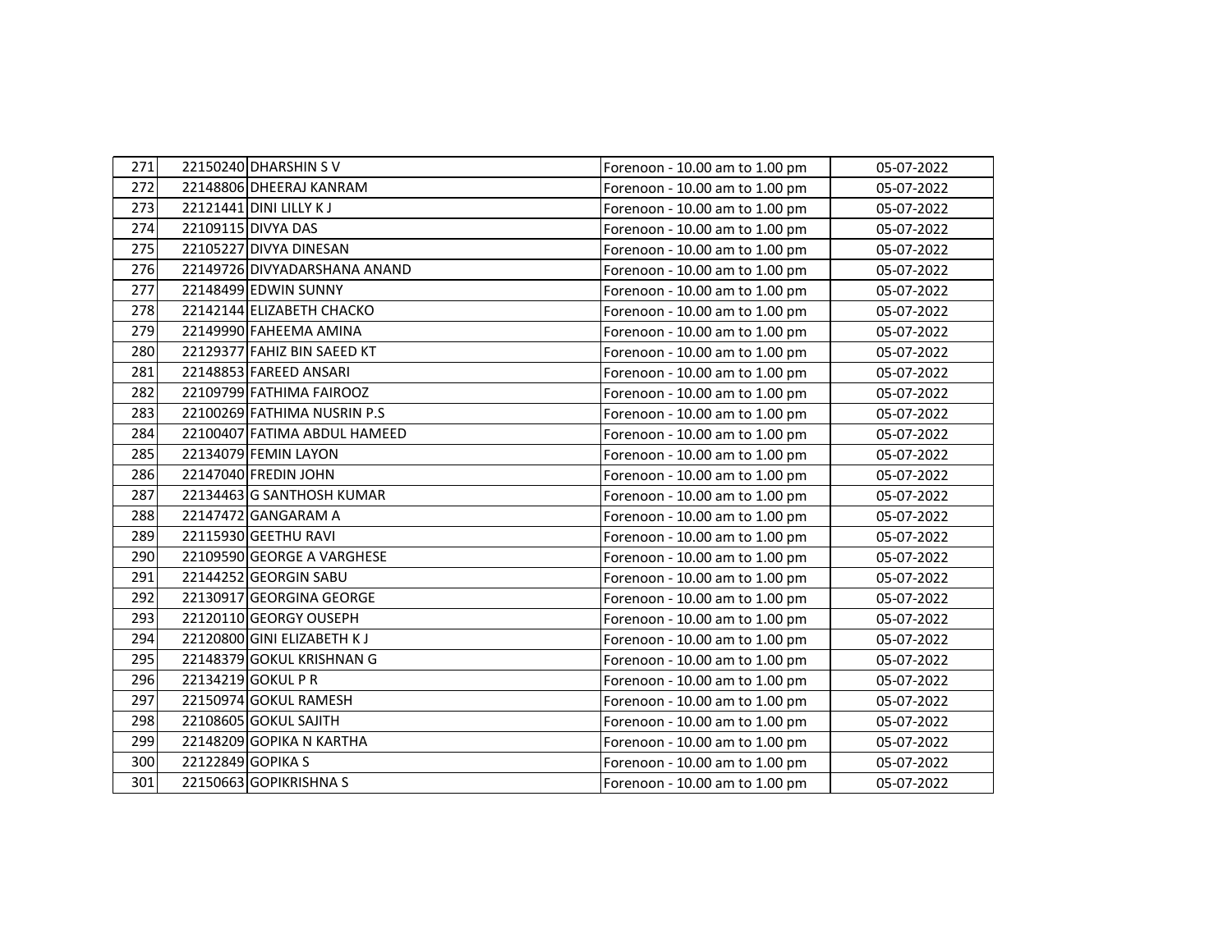| 271 | 22150240 | DHARSHIN S V | Forenoon - 10.00 am to 1.00 pm | 05-07-2022 |
|---|---|---|---|---|
| 272 | 22148806 | DHEERAJ KANRAM | Forenoon - 10.00 am to 1.00 pm | 05-07-2022 |
| 273 | 22121441 | DINI LILLY K J | Forenoon - 10.00 am to 1.00 pm | 05-07-2022 |
| 274 | 22109115 | DIVYA DAS | Forenoon - 10.00 am to 1.00 pm | 05-07-2022 |
| 275 | 22105227 | DIVYA DINESAN | Forenoon - 10.00 am to 1.00 pm | 05-07-2022 |
| 276 | 22149726 | DIVYADARSHANA ANAND | Forenoon - 10.00 am to 1.00 pm | 05-07-2022 |
| 277 | 22148499 | EDWIN SUNNY | Forenoon - 10.00 am to 1.00 pm | 05-07-2022 |
| 278 | 22142144 | ELIZABETH CHACKO | Forenoon - 10.00 am to 1.00 pm | 05-07-2022 |
| 279 | 22149990 | FAHEEMA AMINA | Forenoon - 10.00 am to 1.00 pm | 05-07-2022 |
| 280 | 22129377 | FAHIZ BIN SAEED KT | Forenoon - 10.00 am to 1.00 pm | 05-07-2022 |
| 281 | 22148853 | FAREED ANSARI | Forenoon - 10.00 am to 1.00 pm | 05-07-2022 |
| 282 | 22109799 | FATHIMA FAIROOZ | Forenoon - 10.00 am to 1.00 pm | 05-07-2022 |
| 283 | 22100269 | FATHIMA NUSRIN P.S | Forenoon - 10.00 am to 1.00 pm | 05-07-2022 |
| 284 | 22100407 | FATIMA ABDUL HAMEED | Forenoon - 10.00 am to 1.00 pm | 05-07-2022 |
| 285 | 22134079 | FEMIN LAYON | Forenoon - 10.00 am to 1.00 pm | 05-07-2022 |
| 286 | 22147040 | FREDIN JOHN | Forenoon - 10.00 am to 1.00 pm | 05-07-2022 |
| 287 | 22134463 | G SANTHOSH KUMAR | Forenoon - 10.00 am to 1.00 pm | 05-07-2022 |
| 288 | 22147472 | GANGARAM A | Forenoon - 10.00 am to 1.00 pm | 05-07-2022 |
| 289 | 22115930 | GEETHU RAVI | Forenoon - 10.00 am to 1.00 pm | 05-07-2022 |
| 290 | 22109590 | GEORGE A VARGHESE | Forenoon - 10.00 am to 1.00 pm | 05-07-2022 |
| 291 | 22144252 | GEORGIN SABU | Forenoon - 10.00 am to 1.00 pm | 05-07-2022 |
| 292 | 22130917 | GEORGINA GEORGE | Forenoon - 10.00 am to 1.00 pm | 05-07-2022 |
| 293 | 22120110 | GEORGY OUSEPH | Forenoon - 10.00 am to 1.00 pm | 05-07-2022 |
| 294 | 22120800 | GINI ELIZABETH K J | Forenoon - 10.00 am to 1.00 pm | 05-07-2022 |
| 295 | 22148379 | GOKUL KRISHNAN G | Forenoon - 10.00 am to 1.00 pm | 05-07-2022 |
| 296 | 22134219 | GOKUL P R | Forenoon - 10.00 am to 1.00 pm | 05-07-2022 |
| 297 | 22150974 | GOKUL RAMESH | Forenoon - 10.00 am to 1.00 pm | 05-07-2022 |
| 298 | 22108605 | GOKUL SAJITH | Forenoon - 10.00 am to 1.00 pm | 05-07-2022 |
| 299 | 22148209 | GOPIKA N KARTHA | Forenoon - 10.00 am to 1.00 pm | 05-07-2022 |
| 300 | 22122849 | GOPIKA S | Forenoon - 10.00 am to 1.00 pm | 05-07-2022 |
| 301 | 22150663 | GOPIKRISHNA S | Forenoon - 10.00 am to 1.00 pm | 05-07-2022 |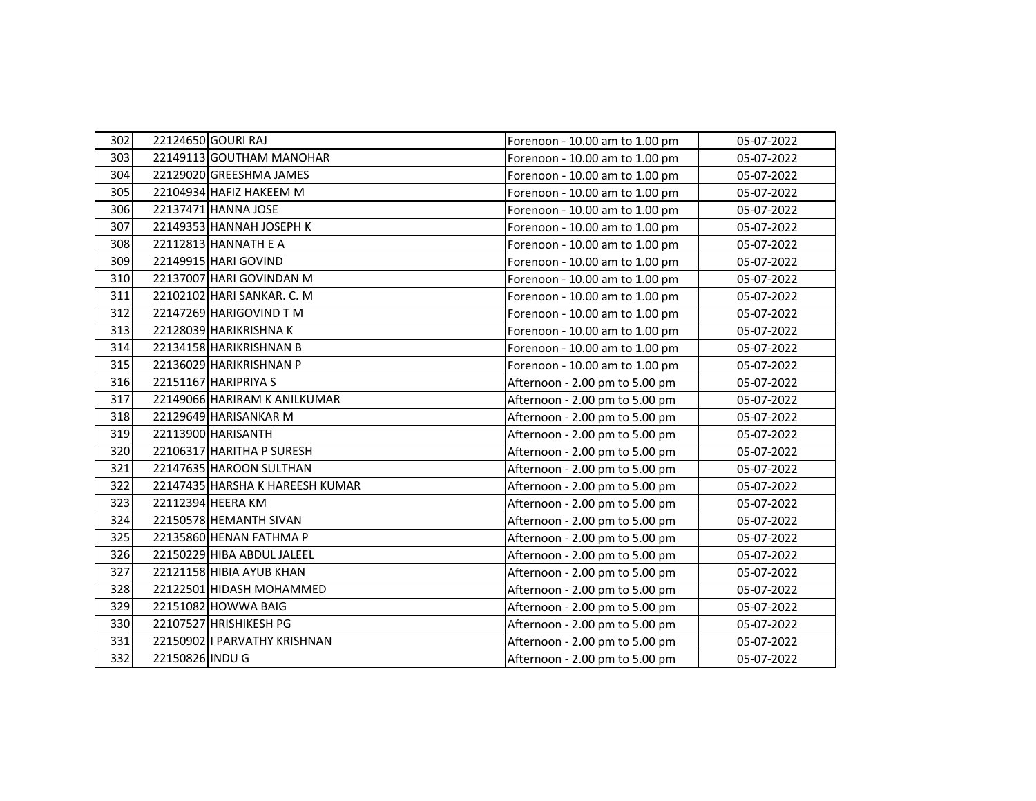| | | | | |
|---|---|---|---|---|
| 302 | 22124650 | GOURI RAJ | Forenoon - 10.00 am to 1.00 pm | 05-07-2022 |
| 303 | 22149113 | GOUTHAM MANOHAR | Forenoon - 10.00 am to 1.00 pm | 05-07-2022 |
| 304 | 22129020 | GREESHMA JAMES | Forenoon - 10.00 am to 1.00 pm | 05-07-2022 |
| 305 | 22104934 | HAFIZ HAKEEM M | Forenoon - 10.00 am to 1.00 pm | 05-07-2022 |
| 306 | 22137471 | HANNA JOSE | Forenoon - 10.00 am to 1.00 pm | 05-07-2022 |
| 307 | 22149353 | HANNAH JOSEPH K | Forenoon - 10.00 am to 1.00 pm | 05-07-2022 |
| 308 | 22112813 | HANNATH E A | Forenoon - 10.00 am to 1.00 pm | 05-07-2022 |
| 309 | 22149915 | HARI GOVIND | Forenoon - 10.00 am to 1.00 pm | 05-07-2022 |
| 310 | 22137007 | HARI GOVINDAN M | Forenoon - 10.00 am to 1.00 pm | 05-07-2022 |
| 311 | 22102102 | HARI SANKAR. C. M | Forenoon - 10.00 am to 1.00 pm | 05-07-2022 |
| 312 | 22147269 | HARIGOVIND T M | Forenoon - 10.00 am to 1.00 pm | 05-07-2022 |
| 313 | 22128039 | HARIKRISHNA K | Forenoon - 10.00 am to 1.00 pm | 05-07-2022 |
| 314 | 22134158 | HARIKRISHNAN B | Forenoon - 10.00 am to 1.00 pm | 05-07-2022 |
| 315 | 22136029 | HARIKRISHNAN P | Forenoon - 10.00 am to 1.00 pm | 05-07-2022 |
| 316 | 22151167 | HARIPRIYA S | Afternoon - 2.00 pm to 5.00 pm | 05-07-2022 |
| 317 | 22149066 | HARIRAM K ANILKUMAR | Afternoon - 2.00 pm to 5.00 pm | 05-07-2022 |
| 318 | 22129649 | HARISANKAR M | Afternoon - 2.00 pm to 5.00 pm | 05-07-2022 |
| 319 | 22113900 | HARISANTH | Afternoon - 2.00 pm to 5.00 pm | 05-07-2022 |
| 320 | 22106317 | HARITHA P SURESH | Afternoon - 2.00 pm to 5.00 pm | 05-07-2022 |
| 321 | 22147635 | HAROON SULTHAN | Afternoon - 2.00 pm to 5.00 pm | 05-07-2022 |
| 322 | 22147435 | HARSHA K HAREESH KUMAR | Afternoon - 2.00 pm to 5.00 pm | 05-07-2022 |
| 323 | 22112394 | HEERA KM | Afternoon - 2.00 pm to 5.00 pm | 05-07-2022 |
| 324 | 22150578 | HEMANTH SIVAN | Afternoon - 2.00 pm to 5.00 pm | 05-07-2022 |
| 325 | 22135860 | HENAN FATHMA P | Afternoon - 2.00 pm to 5.00 pm | 05-07-2022 |
| 326 | 22150229 | HIBA ABDUL JALEEL | Afternoon - 2.00 pm to 5.00 pm | 05-07-2022 |
| 327 | 22121158 | HIBIA AYUB KHAN | Afternoon - 2.00 pm to 5.00 pm | 05-07-2022 |
| 328 | 22122501 | HIDASH MOHAMMED | Afternoon - 2.00 pm to 5.00 pm | 05-07-2022 |
| 329 | 22151082 | HOWWA BAIG | Afternoon - 2.00 pm to 5.00 pm | 05-07-2022 |
| 330 | 22107527 | HRISHIKESH PG | Afternoon - 2.00 pm to 5.00 pm | 05-07-2022 |
| 331 | 22150902 | I PARVATHY KRISHNAN | Afternoon - 2.00 pm to 5.00 pm | 05-07-2022 |
| 332 | 22150826 | INDU G | Afternoon - 2.00 pm to 5.00 pm | 05-07-2022 |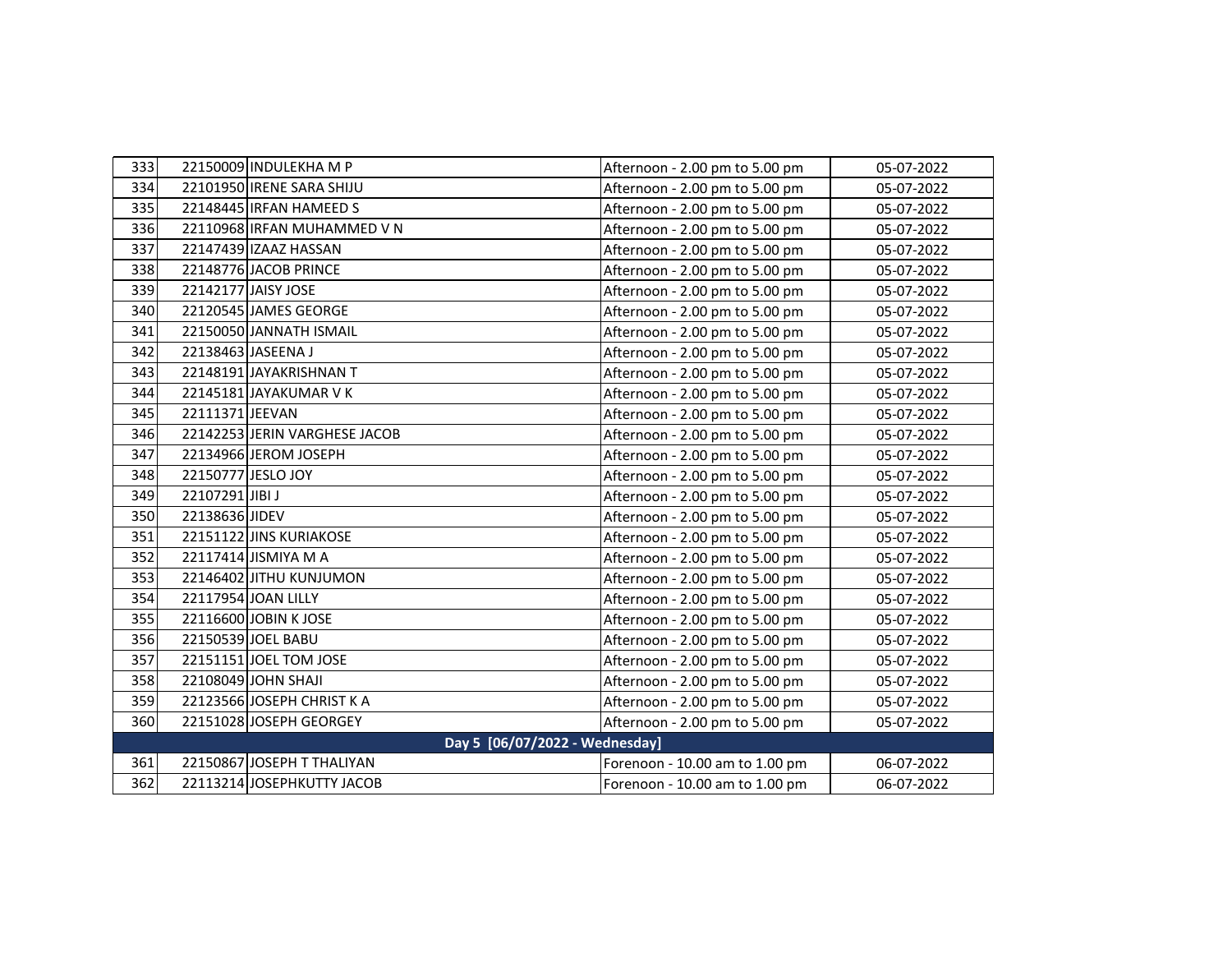| | | | | |
|---|---|---|---|---|
| 333 | 22150009 | INDULEKHA M P | Afternoon - 2.00 pm to 5.00 pm | 05-07-2022 |
| 334 | 22101950 | IRENE SARA SHIJU | Afternoon - 2.00 pm to 5.00 pm | 05-07-2022 |
| 335 | 22148445 | IRFAN HAMEED S | Afternoon - 2.00 pm to 5.00 pm | 05-07-2022 |
| 336 | 22110968 | IRFAN MUHAMMED V N | Afternoon - 2.00 pm to 5.00 pm | 05-07-2022 |
| 337 | 22147439 | IZAAZ HASSAN | Afternoon - 2.00 pm to 5.00 pm | 05-07-2022 |
| 338 | 22148776 | JACOB PRINCE | Afternoon - 2.00 pm to 5.00 pm | 05-07-2022 |
| 339 | 22142177 | JAISY JOSE | Afternoon - 2.00 pm to 5.00 pm | 05-07-2022 |
| 340 | 22120545 | JAMES GEORGE | Afternoon - 2.00 pm to 5.00 pm | 05-07-2022 |
| 341 | 22150050 | JANNATH ISMAIL | Afternoon - 2.00 pm to 5.00 pm | 05-07-2022 |
| 342 | 22138463 | JASEENA J | Afternoon - 2.00 pm to 5.00 pm | 05-07-2022 |
| 343 | 22148191 | JAYAKRISHNAN T | Afternoon - 2.00 pm to 5.00 pm | 05-07-2022 |
| 344 | 22145181 | JAYAKUMAR V K | Afternoon - 2.00 pm to 5.00 pm | 05-07-2022 |
| 345 | 22111371 | JEEVAN | Afternoon - 2.00 pm to 5.00 pm | 05-07-2022 |
| 346 | 22142253 | JERIN VARGHESE JACOB | Afternoon - 2.00 pm to 5.00 pm | 05-07-2022 |
| 347 | 22134966 | JEROM JOSEPH | Afternoon - 2.00 pm to 5.00 pm | 05-07-2022 |
| 348 | 22150777 | JESLO JOY | Afternoon - 2.00 pm to 5.00 pm | 05-07-2022 |
| 349 | 22107291 | JIBI J | Afternoon - 2.00 pm to 5.00 pm | 05-07-2022 |
| 350 | 22138636 | JIDEV | Afternoon - 2.00 pm to 5.00 pm | 05-07-2022 |
| 351 | 22151122 | JINS KURIAKOSE | Afternoon - 2.00 pm to 5.00 pm | 05-07-2022 |
| 352 | 22117414 | JISMIYA M A | Afternoon - 2.00 pm to 5.00 pm | 05-07-2022 |
| 353 | 22146402 | JITHU KUNJUMON | Afternoon - 2.00 pm to 5.00 pm | 05-07-2022 |
| 354 | 22117954 | JOAN LILLY | Afternoon - 2.00 pm to 5.00 pm | 05-07-2022 |
| 355 | 22116600 | JOBIN K JOSE | Afternoon - 2.00 pm to 5.00 pm | 05-07-2022 |
| 356 | 22150539 | JOEL BABU | Afternoon - 2.00 pm to 5.00 pm | 05-07-2022 |
| 357 | 22151151 | JOEL TOM JOSE | Afternoon - 2.00 pm to 5.00 pm | 05-07-2022 |
| 358 | 22108049 | JOHN SHAJI | Afternoon - 2.00 pm to 5.00 pm | 05-07-2022 |
| 359 | 22123566 | JOSEPH CHRIST K A | Afternoon - 2.00 pm to 5.00 pm | 05-07-2022 |
| 360 | 22151028 | JOSEPH GEORGEY | Afternoon - 2.00 pm to 5.00 pm | 05-07-2022 |
| **Day 5 [06/07/2022 - Wednesday]** | | | | |
| 361 | 22150867 | JOSEPH T THALIYAN | Forenoon - 10.00 am to 1.00 pm | 06-07-2022 |
| 362 | 22113214 | JOSEPHKUTTY JACOB | Forenoon - 10.00 am to 1.00 pm | 06-07-2022 |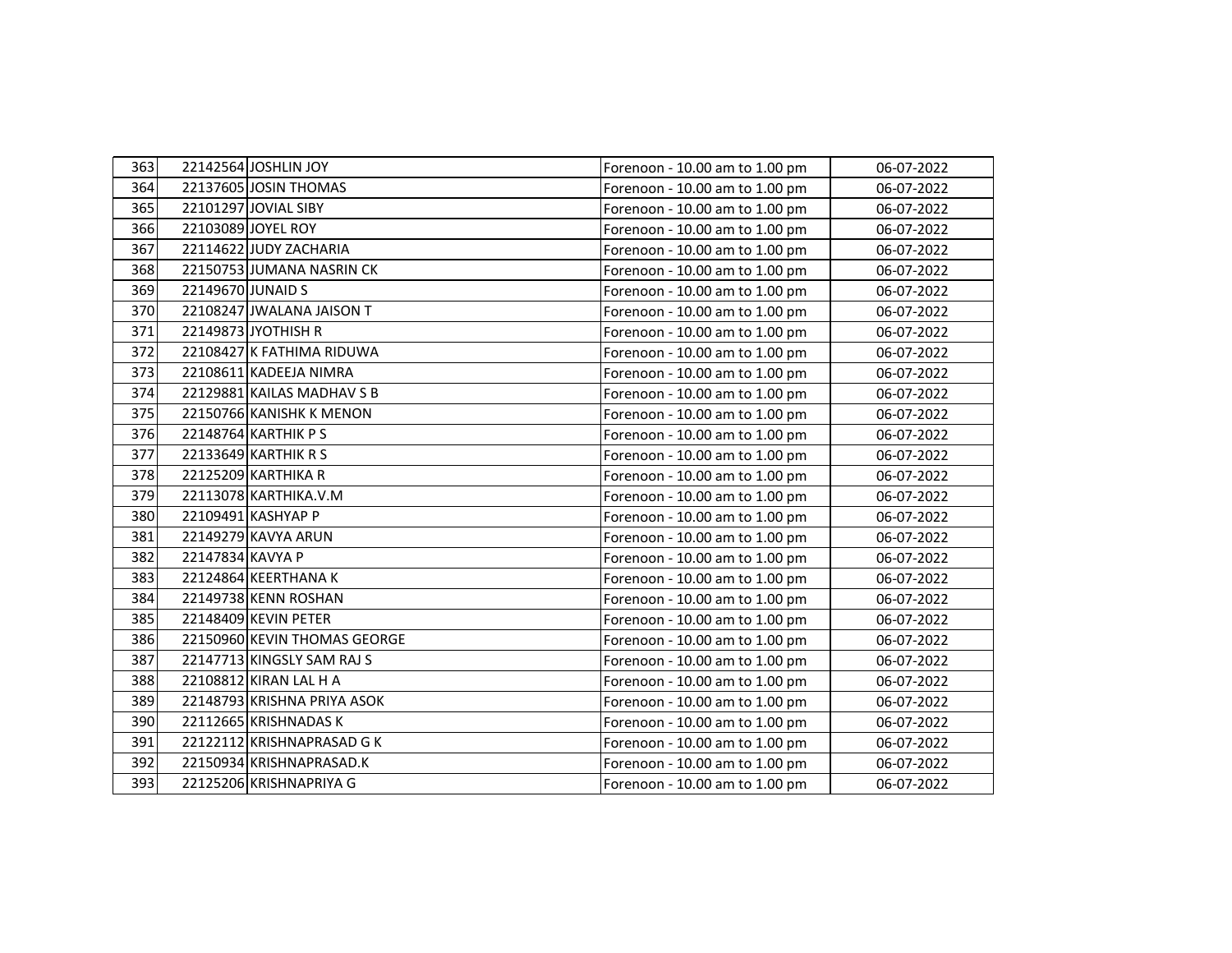| | | | | |
|---|---|---|---|---|
| 363 | 22142564 | JOSHLIN JOY | Forenoon - 10.00 am to 1.00 pm | 06-07-2022 |
| 364 | 22137605 | JOSIN THOMAS | Forenoon - 10.00 am to 1.00 pm | 06-07-2022 |
| 365 | 22101297 | JOVIAL SIBY | Forenoon - 10.00 am to 1.00 pm | 06-07-2022 |
| 366 | 22103089 | JOYEL ROY | Forenoon - 10.00 am to 1.00 pm | 06-07-2022 |
| 367 | 22114622 | JUDY ZACHARIA | Forenoon - 10.00 am to 1.00 pm | 06-07-2022 |
| 368 | 22150753 | JUMANA NASRIN CK | Forenoon - 10.00 am to 1.00 pm | 06-07-2022 |
| 369 | 22149670 | JUNAID S | Forenoon - 10.00 am to 1.00 pm | 06-07-2022 |
| 370 | 22108247 | JWALANA JAISON T | Forenoon - 10.00 am to 1.00 pm | 06-07-2022 |
| 371 | 22149873 | JYOTHISH R | Forenoon - 10.00 am to 1.00 pm | 06-07-2022 |
| 372 | 22108427 | K FATHIMA RIDUWA | Forenoon - 10.00 am to 1.00 pm | 06-07-2022 |
| 373 | 22108611 | KADEEJA NIMRA | Forenoon - 10.00 am to 1.00 pm | 06-07-2022 |
| 374 | 22129881 | KAILAS MADHAV S B | Forenoon - 10.00 am to 1.00 pm | 06-07-2022 |
| 375 | 22150766 | KANISHK K MENON | Forenoon - 10.00 am to 1.00 pm | 06-07-2022 |
| 376 | 22148764 | KARTHIK P S | Forenoon - 10.00 am to 1.00 pm | 06-07-2022 |
| 377 | 22133649 | KARTHIK R S | Forenoon - 10.00 am to 1.00 pm | 06-07-2022 |
| 378 | 22125209 | KARTHIKA R | Forenoon - 10.00 am to 1.00 pm | 06-07-2022 |
| 379 | 22113078 | KARTHIKA.V.M | Forenoon - 10.00 am to 1.00 pm | 06-07-2022 |
| 380 | 22109491 | KASHYAP P | Forenoon - 10.00 am to 1.00 pm | 06-07-2022 |
| 381 | 22149279 | KAVYA ARUN | Forenoon - 10.00 am to 1.00 pm | 06-07-2022 |
| 382 | 22147834 | KAVYA P | Forenoon - 10.00 am to 1.00 pm | 06-07-2022 |
| 383 | 22124864 | KEERTHANA K | Forenoon - 10.00 am to 1.00 pm | 06-07-2022 |
| 384 | 22149738 | KENN ROSHAN | Forenoon - 10.00 am to 1.00 pm | 06-07-2022 |
| 385 | 22148409 | KEVIN PETER | Forenoon - 10.00 am to 1.00 pm | 06-07-2022 |
| 386 | 22150960 | KEVIN THOMAS GEORGE | Forenoon - 10.00 am to 1.00 pm | 06-07-2022 |
| 387 | 22147713 | KINGSLY SAM RAJ S | Forenoon - 10.00 am to 1.00 pm | 06-07-2022 |
| 388 | 22108812 | KIRAN LAL H A | Forenoon - 10.00 am to 1.00 pm | 06-07-2022 |
| 389 | 22148793 | KRISHNA PRIYA ASOK | Forenoon - 10.00 am to 1.00 pm | 06-07-2022 |
| 390 | 22112665 | KRISHNADAS K | Forenoon - 10.00 am to 1.00 pm | 06-07-2022 |
| 391 | 22122112 | KRISHNAPRASAD G K | Forenoon - 10.00 am to 1.00 pm | 06-07-2022 |
| 392 | 22150934 | KRISHNAPRASAD.K | Forenoon - 10.00 am to 1.00 pm | 06-07-2022 |
| 393 | 22125206 | KRISHNAPRIYA G | Forenoon - 10.00 am to 1.00 pm | 06-07-2022 |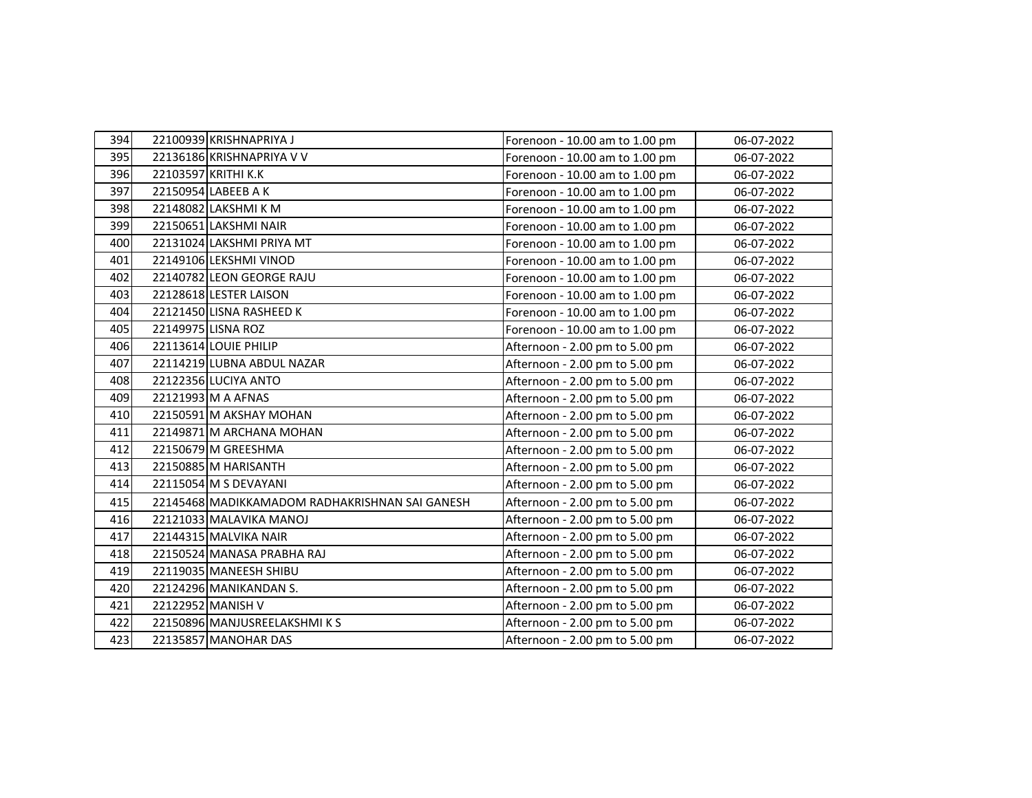| | | | | |
|---|---|---|---|---|
| 394 | 22100939 | KRISHNAPRIYA J | Forenoon - 10.00 am to 1.00 pm | 06-07-2022 |
| 395 | 22136186 | KRISHNAPRIYA V V | Forenoon - 10.00 am to 1.00 pm | 06-07-2022 |
| 396 | 22103597 | KRITHI K.K | Forenoon - 10.00 am to 1.00 pm | 06-07-2022 |
| 397 | 22150954 | LABEEB A K | Forenoon - 10.00 am to 1.00 pm | 06-07-2022 |
| 398 | 22148082 | LAKSHMI K M | Forenoon - 10.00 am to 1.00 pm | 06-07-2022 |
| 399 | 22150651 | LAKSHMI NAIR | Forenoon - 10.00 am to 1.00 pm | 06-07-2022 |
| 400 | 22131024 | LAKSHMI PRIYA MT | Forenoon - 10.00 am to 1.00 pm | 06-07-2022 |
| 401 | 22149106 | LEKSHMI VINOD | Forenoon - 10.00 am to 1.00 pm | 06-07-2022 |
| 402 | 22140782 | LEON GEORGE RAJU | Forenoon - 10.00 am to 1.00 pm | 06-07-2022 |
| 403 | 22128618 | LESTER LAISON | Forenoon - 10.00 am to 1.00 pm | 06-07-2022 |
| 404 | 22121450 | LISNA RASHEED K | Forenoon - 10.00 am to 1.00 pm | 06-07-2022 |
| 405 | 22149975 | LISNA ROZ | Forenoon - 10.00 am to 1.00 pm | 06-07-2022 |
| 406 | 22113614 | LOUIE PHILIP | Afternoon - 2.00 pm to 5.00 pm | 06-07-2022 |
| 407 | 22114219 | LUBNA ABDUL NAZAR | Afternoon - 2.00 pm to 5.00 pm | 06-07-2022 |
| 408 | 22122356 | LUCIYA ANTO | Afternoon - 2.00 pm to 5.00 pm | 06-07-2022 |
| 409 | 22121993 | M A AFNAS | Afternoon - 2.00 pm to 5.00 pm | 06-07-2022 |
| 410 | 22150591 | M AKSHAY MOHAN | Afternoon - 2.00 pm to 5.00 pm | 06-07-2022 |
| 411 | 22149871 | M ARCHANA MOHAN | Afternoon - 2.00 pm to 5.00 pm | 06-07-2022 |
| 412 | 22150679 | M GREESHMA | Afternoon - 2.00 pm to 5.00 pm | 06-07-2022 |
| 413 | 22150885 | M HARISANTH | Afternoon - 2.00 pm to 5.00 pm | 06-07-2022 |
| 414 | 22115054 | M S DEVAYANI | Afternoon - 2.00 pm to 5.00 pm | 06-07-2022 |
| 415 | 22145468 | MADIKKAMADOM RADHAKRISHNAN SAI GANESH | Afternoon - 2.00 pm to 5.00 pm | 06-07-2022 |
| 416 | 22121033 | MALAVIKA MANOJ | Afternoon - 2.00 pm to 5.00 pm | 06-07-2022 |
| 417 | 22144315 | MALVIKA NAIR | Afternoon - 2.00 pm to 5.00 pm | 06-07-2022 |
| 418 | 22150524 | MANASA PRABHA RAJ | Afternoon - 2.00 pm to 5.00 pm | 06-07-2022 |
| 419 | 22119035 | MANEESH SHIBU | Afternoon - 2.00 pm to 5.00 pm | 06-07-2022 |
| 420 | 22124296 | MANIKANDAN S. | Afternoon - 2.00 pm to 5.00 pm | 06-07-2022 |
| 421 | 22122952 | MANISH V | Afternoon - 2.00 pm to 5.00 pm | 06-07-2022 |
| 422 | 22150896 | MANJUSREELAKSHMI K S | Afternoon - 2.00 pm to 5.00 pm | 06-07-2022 |
| 423 | 22135857 | MANOHAR DAS | Afternoon - 2.00 pm to 5.00 pm | 06-07-2022 |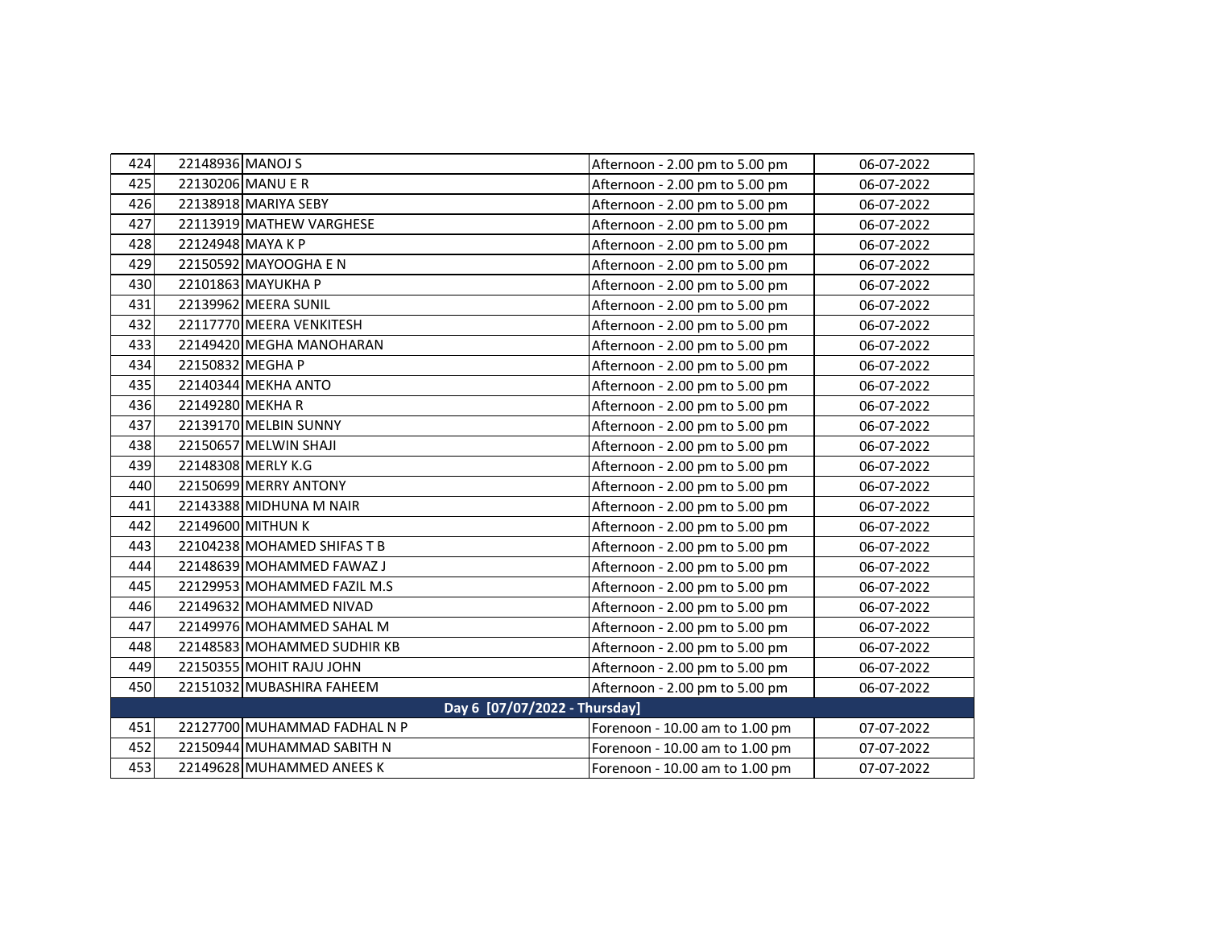| | | | | |
|---|---|---|---|---|
| 424 | 22148936 | MANOJ S | Afternoon - 2.00 pm to 5.00 pm | 06-07-2022 |
| 425 | 22130206 | MANU E R | Afternoon - 2.00 pm to 5.00 pm | 06-07-2022 |
| 426 | 22138918 | MARIYA SEBY | Afternoon - 2.00 pm to 5.00 pm | 06-07-2022 |
| 427 | 22113919 | MATHEW VARGHESE | Afternoon - 2.00 pm to 5.00 pm | 06-07-2022 |
| 428 | 22124948 | MAYA K P | Afternoon - 2.00 pm to 5.00 pm | 06-07-2022 |
| 429 | 22150592 | MAYOOGHA E N | Afternoon - 2.00 pm to 5.00 pm | 06-07-2022 |
| 430 | 22101863 | MAYUKHA P | Afternoon - 2.00 pm to 5.00 pm | 06-07-2022 |
| 431 | 22139962 | MEERA SUNIL | Afternoon - 2.00 pm to 5.00 pm | 06-07-2022 |
| 432 | 22117770 | MEERA VENKITESH | Afternoon - 2.00 pm to 5.00 pm | 06-07-2022 |
| 433 | 22149420 | MEGHA MANOHARAN | Afternoon - 2.00 pm to 5.00 pm | 06-07-2022 |
| 434 | 22150832 | MEGHA P | Afternoon - 2.00 pm to 5.00 pm | 06-07-2022 |
| 435 | 22140344 | MEKHA ANTO | Afternoon - 2.00 pm to 5.00 pm | 06-07-2022 |
| 436 | 22149280 | MEKHA R | Afternoon - 2.00 pm to 5.00 pm | 06-07-2022 |
| 437 | 22139170 | MELBIN SUNNY | Afternoon - 2.00 pm to 5.00 pm | 06-07-2022 |
| 438 | 22150657 | MELWIN SHAJI | Afternoon - 2.00 pm to 5.00 pm | 06-07-2022 |
| 439 | 22148308 | MERLY K.G | Afternoon - 2.00 pm to 5.00 pm | 06-07-2022 |
| 440 | 22150699 | MERRY ANTONY | Afternoon - 2.00 pm to 5.00 pm | 06-07-2022 |
| 441 | 22143388 | MIDHUNA M NAIR | Afternoon - 2.00 pm to 5.00 pm | 06-07-2022 |
| 442 | 22149600 | MITHUN K | Afternoon - 2.00 pm to 5.00 pm | 06-07-2022 |
| 443 | 22104238 | MOHAMED SHIFAS T B | Afternoon - 2.00 pm to 5.00 pm | 06-07-2022 |
| 444 | 22148639 | MOHAMMED FAWAZ J | Afternoon - 2.00 pm to 5.00 pm | 06-07-2022 |
| 445 | 22129953 | MOHAMMED FAZIL M.S | Afternoon - 2.00 pm to 5.00 pm | 06-07-2022 |
| 446 | 22149632 | MOHAMMED NIVAD | Afternoon - 2.00 pm to 5.00 pm | 06-07-2022 |
| 447 | 22149976 | MOHAMMED SAHAL M | Afternoon - 2.00 pm to 5.00 pm | 06-07-2022 |
| 448 | 22148583 | MOHAMMED SUDHIR KB | Afternoon - 2.00 pm to 5.00 pm | 06-07-2022 |
| 449 | 22150355 | MOHIT RAJU JOHN | Afternoon - 2.00 pm to 5.00 pm | 06-07-2022 |
| 450 | 22151032 | MUBASHIRA FAHEEM | Afternoon - 2.00 pm to 5.00 pm | 06-07-2022 |
| | | **Day 6 [07/07/2022 - Thursday]** | | |
| 451 | 22127700 | MUHAMMAD FADHAL N P | Forenoon - 10.00 am to 1.00 pm | 07-07-2022 |
| 452 | 22150944 | MUHAMMAD SABITH N | Forenoon - 10.00 am to 1.00 pm | 07-07-2022 |
| 453 | 22149628 | MUHAMMED ANEES K | Forenoon - 10.00 am to 1.00 pm | 07-07-2022 |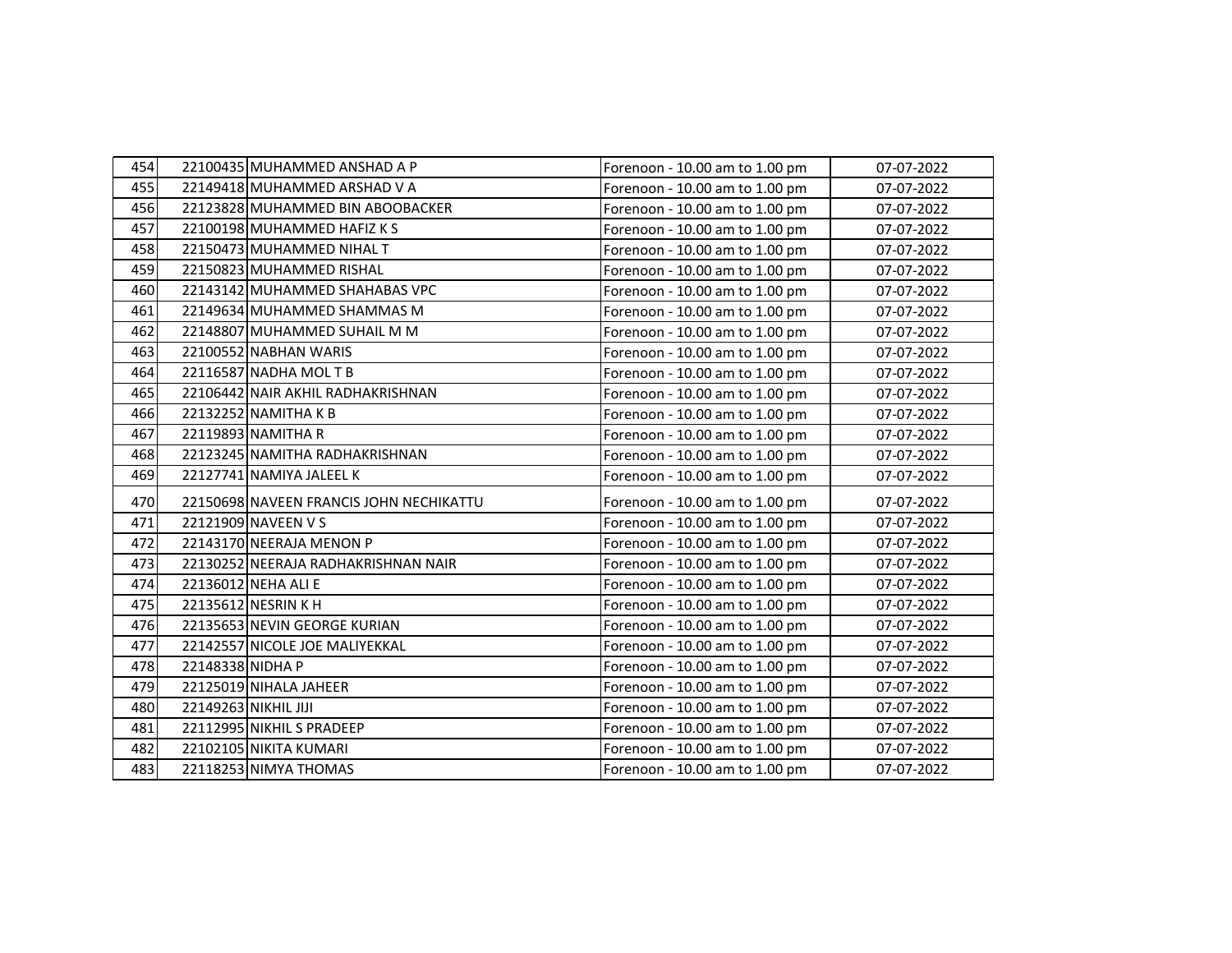| | | | | |
|---|---|---|---|---|
| 454 | 22100435 | MUHAMMED ANSHAD A P | Forenoon - 10.00 am to 1.00 pm | 07-07-2022 |
| 455 | 22149418 | MUHAMMED ARSHAD V A | Forenoon - 10.00 am to 1.00 pm | 07-07-2022 |
| 456 | 22123828 | MUHAMMED BIN ABOOBACKER | Forenoon - 10.00 am to 1.00 pm | 07-07-2022 |
| 457 | 22100198 | MUHAMMED HAFIZ K S | Forenoon - 10.00 am to 1.00 pm | 07-07-2022 |
| 458 | 22150473 | MUHAMMED NIHAL T | Forenoon - 10.00 am to 1.00 pm | 07-07-2022 |
| 459 | 22150823 | MUHAMMED RISHAL | Forenoon - 10.00 am to 1.00 pm | 07-07-2022 |
| 460 | 22143142 | MUHAMMED SHAHABAS VPC | Forenoon - 10.00 am to 1.00 pm | 07-07-2022 |
| 461 | 22149634 | MUHAMMED SHAMMAS M | Forenoon - 10.00 am to 1.00 pm | 07-07-2022 |
| 462 | 22148807 | MUHAMMED SUHAIL M M | Forenoon - 10.00 am to 1.00 pm | 07-07-2022 |
| 463 | 22100552 | NABHAN WARIS | Forenoon - 10.00 am to 1.00 pm | 07-07-2022 |
| 464 | 22116587 | NADHA MOL T B | Forenoon - 10.00 am to 1.00 pm | 07-07-2022 |
| 465 | 22106442 | NAIR AKHIL RADHAKRISHNAN | Forenoon - 10.00 am to 1.00 pm | 07-07-2022 |
| 466 | 22132252 | NAMITHA K B | Forenoon - 10.00 am to 1.00 pm | 07-07-2022 |
| 467 | 22119893 | NAMITHA R | Forenoon - 10.00 am to 1.00 pm | 07-07-2022 |
| 468 | 22123245 | NAMITHA RADHAKRISHNAN | Forenoon - 10.00 am to 1.00 pm | 07-07-2022 |
| 469 | 22127741 | NAMIYA JALEEL K | Forenoon - 10.00 am to 1.00 pm | 07-07-2022 |
| 470 | 22150698 | NAVEEN FRANCIS JOHN NECHIKATTU | Forenoon - 10.00 am to 1.00 pm | 07-07-2022 |
| 471 | 22121909 | NAVEEN V S | Forenoon - 10.00 am to 1.00 pm | 07-07-2022 |
| 472 | 22143170 | NEERAJA MENON P | Forenoon - 10.00 am to 1.00 pm | 07-07-2022 |
| 473 | 22130252 | NEERAJA RADHAKRISHNAN NAIR | Forenoon - 10.00 am to 1.00 pm | 07-07-2022 |
| 474 | 22136012 | NEHA ALI E | Forenoon - 10.00 am to 1.00 pm | 07-07-2022 |
| 475 | 22135612 | NESRIN K H | Forenoon - 10.00 am to 1.00 pm | 07-07-2022 |
| 476 | 22135653 | NEVIN GEORGE KURIAN | Forenoon - 10.00 am to 1.00 pm | 07-07-2022 |
| 477 | 22142557 | NICOLE JOE MALIYEKKAL | Forenoon - 10.00 am to 1.00 pm | 07-07-2022 |
| 478 | 22148338 | NIDHA P | Forenoon - 10.00 am to 1.00 pm | 07-07-2022 |
| 479 | 22125019 | NIHALA JAHEER | Forenoon - 10.00 am to 1.00 pm | 07-07-2022 |
| 480 | 22149263 | NIKHIL JIJI | Forenoon - 10.00 am to 1.00 pm | 07-07-2022 |
| 481 | 22112995 | NIKHIL S PRADEEP | Forenoon - 10.00 am to 1.00 pm | 07-07-2022 |
| 482 | 22102105 | NIKITA KUMARI | Forenoon - 10.00 am to 1.00 pm | 07-07-2022 |
| 483 | 22118253 | NIMYA THOMAS | Forenoon - 10.00 am to 1.00 pm | 07-07-2022 |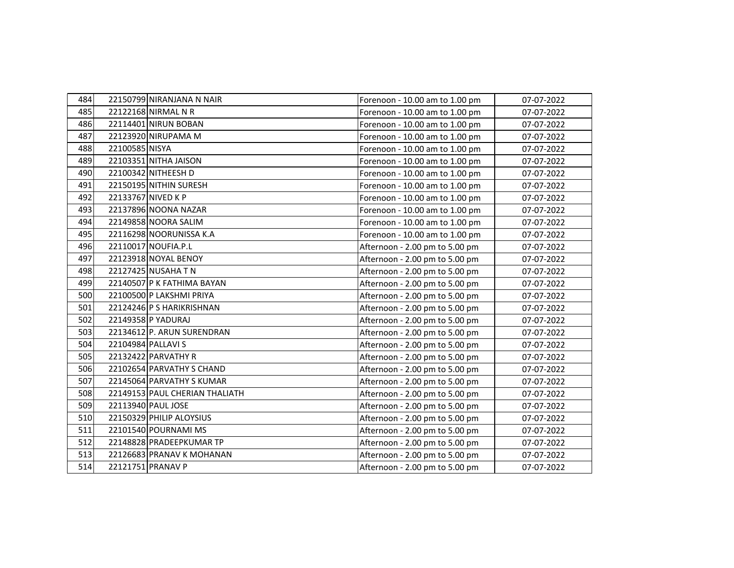| | | | | |
|---|---|---|---|---|
| 484 | 22150799 | NIRANJANA N NAIR | Forenoon - 10.00 am to 1.00 pm | 07-07-2022 |
| 485 | 22122168 | NIRMAL N R | Forenoon - 10.00 am to 1.00 pm | 07-07-2022 |
| 486 | 22114401 | NIRUN BOBAN | Forenoon - 10.00 am to 1.00 pm | 07-07-2022 |
| 487 | 22123920 | NIRUPAMA M | Forenoon - 10.00 am to 1.00 pm | 07-07-2022 |
| 488 | 22100585 | NISYA | Forenoon - 10.00 am to 1.00 pm | 07-07-2022 |
| 489 | 22103351 | NITHA JAISON | Forenoon - 10.00 am to 1.00 pm | 07-07-2022 |
| 490 | 22100342 | NITHEESH D | Forenoon - 10.00 am to 1.00 pm | 07-07-2022 |
| 491 | 22150195 | NITHIN SURESH | Forenoon - 10.00 am to 1.00 pm | 07-07-2022 |
| 492 | 22133767 | NIVED K P | Forenoon - 10.00 am to 1.00 pm | 07-07-2022 |
| 493 | 22137896 | NOONA NAZAR | Forenoon - 10.00 am to 1.00 pm | 07-07-2022 |
| 494 | 22149858 | NOORA SALIM | Forenoon - 10.00 am to 1.00 pm | 07-07-2022 |
| 495 | 22116298 | NOORUNISSA K.A | Forenoon - 10.00 am to 1.00 pm | 07-07-2022 |
| 496 | 22110017 | NOUFIA.P.L | Afternoon - 2.00 pm to 5.00 pm | 07-07-2022 |
| 497 | 22123918 | NOYAL BENOY | Afternoon - 2.00 pm to 5.00 pm | 07-07-2022 |
| 498 | 22127425 | NUSAHA T N | Afternoon - 2.00 pm to 5.00 pm | 07-07-2022 |
| 499 | 22140507 | P K FATHIMA BAYAN | Afternoon - 2.00 pm to 5.00 pm | 07-07-2022 |
| 500 | 22100500 | P LAKSHMI PRIYA | Afternoon - 2.00 pm to 5.00 pm | 07-07-2022 |
| 501 | 22124246 | P S HARIKRISHNAN | Afternoon - 2.00 pm to 5.00 pm | 07-07-2022 |
| 502 | 22149358 | P YADURAJ | Afternoon - 2.00 pm to 5.00 pm | 07-07-2022 |
| 503 | 22134612 | P. ARUN SURENDRAN | Afternoon - 2.00 pm to 5.00 pm | 07-07-2022 |
| 504 | 22104984 | PALLAVI S | Afternoon - 2.00 pm to 5.00 pm | 07-07-2022 |
| 505 | 22132422 | PARVATHY R | Afternoon - 2.00 pm to 5.00 pm | 07-07-2022 |
| 506 | 22102654 | PARVATHY S CHAND | Afternoon - 2.00 pm to 5.00 pm | 07-07-2022 |
| 507 | 22145064 | PARVATHY S KUMAR | Afternoon - 2.00 pm to 5.00 pm | 07-07-2022 |
| 508 | 22149153 | PAUL CHERIAN THALIATH | Afternoon - 2.00 pm to 5.00 pm | 07-07-2022 |
| 509 | 22113940 | PAUL JOSE | Afternoon - 2.00 pm to 5.00 pm | 07-07-2022 |
| 510 | 22150329 | PHILIP ALOYSIUS | Afternoon - 2.00 pm to 5.00 pm | 07-07-2022 |
| 511 | 22101540 | POURNAMI MS | Afternoon - 2.00 pm to 5.00 pm | 07-07-2022 |
| 512 | 22148828 | PRADEEPKUMAR TP | Afternoon - 2.00 pm to 5.00 pm | 07-07-2022 |
| 513 | 22126683 | PRANAV K MOHANAN | Afternoon - 2.00 pm to 5.00 pm | 07-07-2022 |
| 514 | 22121751 | PRANAV P | Afternoon - 2.00 pm to 5.00 pm | 07-07-2022 |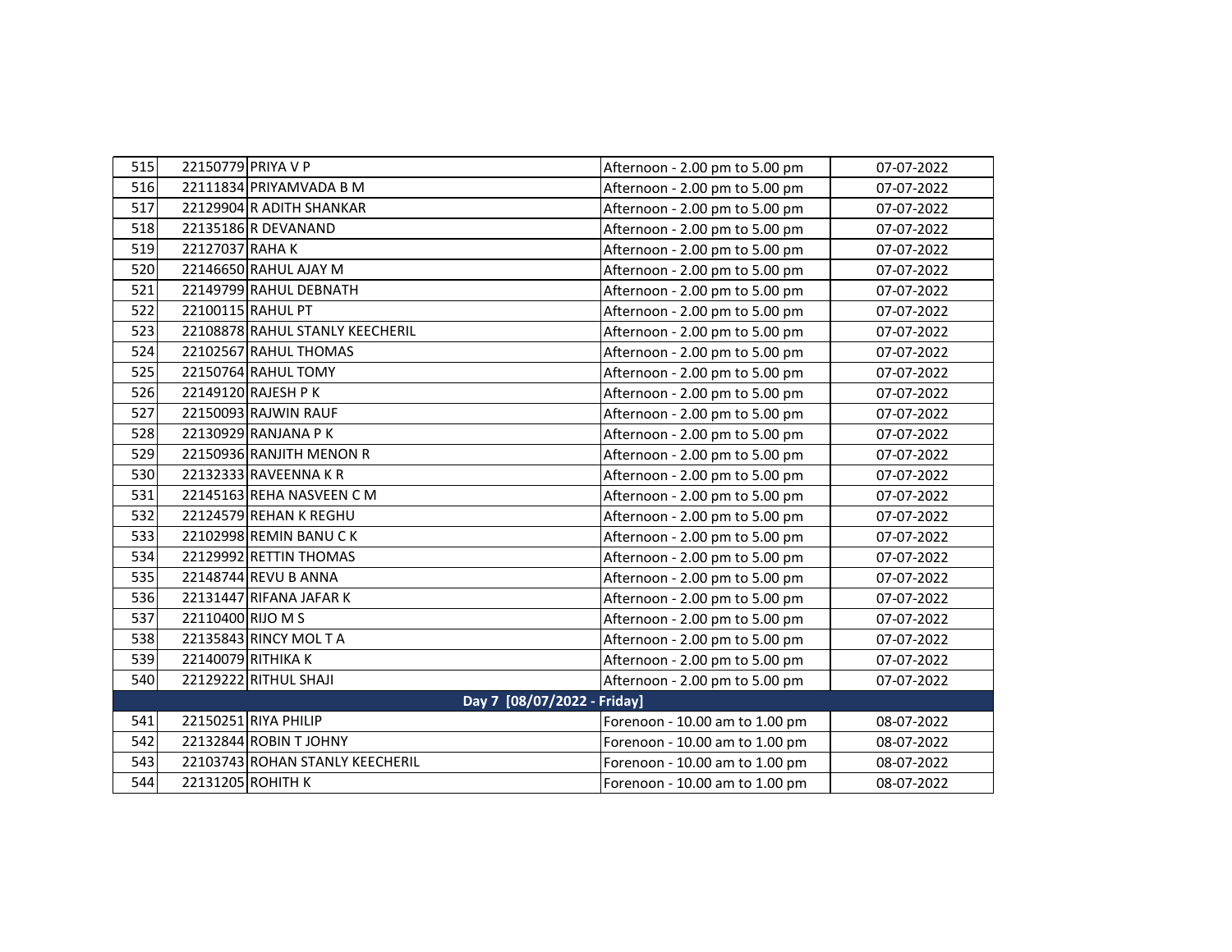| | | | | |
|---|---|---|---|---|
| 515 | 22150779 | PRIYA V P | Afternoon - 2.00 pm to 5.00 pm | 07-07-2022 |
| 516 | 22111834 | PRIYAMVADA B M | Afternoon - 2.00 pm to 5.00 pm | 07-07-2022 |
| 517 | 22129904 | R ADITH SHANKAR | Afternoon - 2.00 pm to 5.00 pm | 07-07-2022 |
| 518 | 22135186 | R DEVANAND | Afternoon - 2.00 pm to 5.00 pm | 07-07-2022 |
| 519 | 22127037 | RAHA K | Afternoon - 2.00 pm to 5.00 pm | 07-07-2022 |
| 520 | 22146650 | RAHUL AJAY M | Afternoon - 2.00 pm to 5.00 pm | 07-07-2022 |
| 521 | 22149799 | RAHUL DEBNATH | Afternoon - 2.00 pm to 5.00 pm | 07-07-2022 |
| 522 | 22100115 | RAHUL PT | Afternoon - 2.00 pm to 5.00 pm | 07-07-2022 |
| 523 | 22108878 | RAHUL STANLY KEECHERIL | Afternoon - 2.00 pm to 5.00 pm | 07-07-2022 |
| 524 | 22102567 | RAHUL THOMAS | Afternoon - 2.00 pm to 5.00 pm | 07-07-2022 |
| 525 | 22150764 | RAHUL TOMY | Afternoon - 2.00 pm to 5.00 pm | 07-07-2022 |
| 526 | 22149120 | RAJESH P K | Afternoon - 2.00 pm to 5.00 pm | 07-07-2022 |
| 527 | 22150093 | RAJWIN RAUF | Afternoon - 2.00 pm to 5.00 pm | 07-07-2022 |
| 528 | 22130929 | RANJANA P K | Afternoon - 2.00 pm to 5.00 pm | 07-07-2022 |
| 529 | 22150936 | RANJITH MENON R | Afternoon - 2.00 pm to 5.00 pm | 07-07-2022 |
| 530 | 22132333 | RAVEENNA K R | Afternoon - 2.00 pm to 5.00 pm | 07-07-2022 |
| 531 | 22145163 | REHA NASVEEN C M | Afternoon - 2.00 pm to 5.00 pm | 07-07-2022 |
| 532 | 22124579 | REHAN K REGHU | Afternoon - 2.00 pm to 5.00 pm | 07-07-2022 |
| 533 | 22102998 | REMIN BANU C K | Afternoon - 2.00 pm to 5.00 pm | 07-07-2022 |
| 534 | 22129992 | RETTIN THOMAS | Afternoon - 2.00 pm to 5.00 pm | 07-07-2022 |
| 535 | 22148744 | REVU B ANNA | Afternoon - 2.00 pm to 5.00 pm | 07-07-2022 |
| 536 | 22131447 | RIFANA JAFAR K | Afternoon - 2.00 pm to 5.00 pm | 07-07-2022 |
| 537 | 22110400 | RIJO M S | Afternoon - 2.00 pm to 5.00 pm | 07-07-2022 |
| 538 | 22135843 | RINCY MOL T A | Afternoon - 2.00 pm to 5.00 pm | 07-07-2022 |
| 539 | 22140079 | RITHIKA K | Afternoon - 2.00 pm to 5.00 pm | 07-07-2022 |
| 540 | 22129222 | RITHUL SHAJI | Afternoon - 2.00 pm to 5.00 pm | 07-07-2022 |
| **Day 7 [08/07/2022 - Friday]** | | | | |
| 541 | 22150251 | RIYA PHILIP | Forenoon - 10.00 am to 1.00 pm | 08-07-2022 |
| 542 | 22132844 | ROBIN T JOHNY | Forenoon - 10.00 am to 1.00 pm | 08-07-2022 |
| 543 | 22103743 | ROHAN STANLY KEECHERIL | Forenoon - 10.00 am to 1.00 pm | 08-07-2022 |
| 544 | 22131205 | ROHITH K | Forenoon - 10.00 am to 1.00 pm | 08-07-2022 |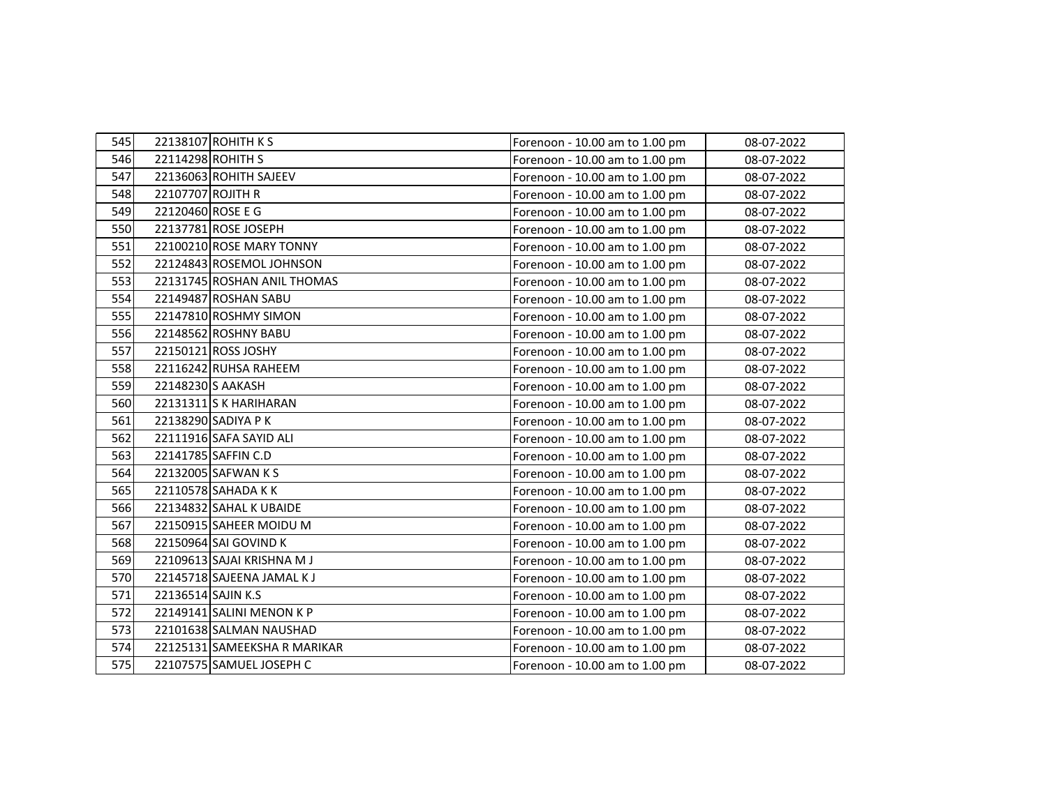| | | | | |
|---|---|---|---|---|
| 545 | 22138107 | ROHITH K S | Forenoon - 10.00 am to 1.00 pm | 08-07-2022 |
| 546 | 22114298 | ROHITH S | Forenoon - 10.00 am to 1.00 pm | 08-07-2022 |
| 547 | 22136063 | ROHITH SAJEEV | Forenoon - 10.00 am to 1.00 pm | 08-07-2022 |
| 548 | 22107707 | ROJITH R | Forenoon - 10.00 am to 1.00 pm | 08-07-2022 |
| 549 | 22120460 | ROSE E G | Forenoon - 10.00 am to 1.00 pm | 08-07-2022 |
| 550 | 22137781 | ROSE JOSEPH | Forenoon - 10.00 am to 1.00 pm | 08-07-2022 |
| 551 | 22100210 | ROSE MARY TONNY | Forenoon - 10.00 am to 1.00 pm | 08-07-2022 |
| 552 | 22124843 | ROSEMOL JOHNSON | Forenoon - 10.00 am to 1.00 pm | 08-07-2022 |
| 553 | 22131745 | ROSHAN ANIL THOMAS | Forenoon - 10.00 am to 1.00 pm | 08-07-2022 |
| 554 | 22149487 | ROSHAN SABU | Forenoon - 10.00 am to 1.00 pm | 08-07-2022 |
| 555 | 22147810 | ROSHMY SIMON | Forenoon - 10.00 am to 1.00 pm | 08-07-2022 |
| 556 | 22148562 | ROSHNY BABU | Forenoon - 10.00 am to 1.00 pm | 08-07-2022 |
| 557 | 22150121 | ROSS JOSHY | Forenoon - 10.00 am to 1.00 pm | 08-07-2022 |
| 558 | 22116242 | RUHSA RAHEEM | Forenoon - 10.00 am to 1.00 pm | 08-07-2022 |
| 559 | 22148230 | S AAKASH | Forenoon - 10.00 am to 1.00 pm | 08-07-2022 |
| 560 | 22131311 | S K HARIHARAN | Forenoon - 10.00 am to 1.00 pm | 08-07-2022 |
| 561 | 22138290 | SADIYA P K | Forenoon - 10.00 am to 1.00 pm | 08-07-2022 |
| 562 | 22111916 | SAFA SAYID ALI | Forenoon - 10.00 am to 1.00 pm | 08-07-2022 |
| 563 | 22141785 | SAFFIN C.D | Forenoon - 10.00 am to 1.00 pm | 08-07-2022 |
| 564 | 22132005 | SAFWAN K S | Forenoon - 10.00 am to 1.00 pm | 08-07-2022 |
| 565 | 22110578 | SAHADA K K | Forenoon - 10.00 am to 1.00 pm | 08-07-2022 |
| 566 | 22134832 | SAHAL K UBAIDE | Forenoon - 10.00 am to 1.00 pm | 08-07-2022 |
| 567 | 22150915 | SAHEER MOIDU M | Forenoon - 10.00 am to 1.00 pm | 08-07-2022 |
| 568 | 22150964 | SAI GOVIND K | Forenoon - 10.00 am to 1.00 pm | 08-07-2022 |
| 569 | 22109613 | SAJAI KRISHNA M J | Forenoon - 10.00 am to 1.00 pm | 08-07-2022 |
| 570 | 22145718 | SAJEENA JAMAL K J | Forenoon - 10.00 am to 1.00 pm | 08-07-2022 |
| 571 | 22136514 | SAJIN K.S | Forenoon - 10.00 am to 1.00 pm | 08-07-2022 |
| 572 | 22149141 | SALINI MENON K P | Forenoon - 10.00 am to 1.00 pm | 08-07-2022 |
| 573 | 22101638 | SALMAN NAUSHAD | Forenoon - 10.00 am to 1.00 pm | 08-07-2022 |
| 574 | 22125131 | SAMEEKSHA R MARIKAR | Forenoon - 10.00 am to 1.00 pm | 08-07-2022 |
| 575 | 22107575 | SAMUEL JOSEPH C | Forenoon - 10.00 am to 1.00 pm | 08-07-2022 |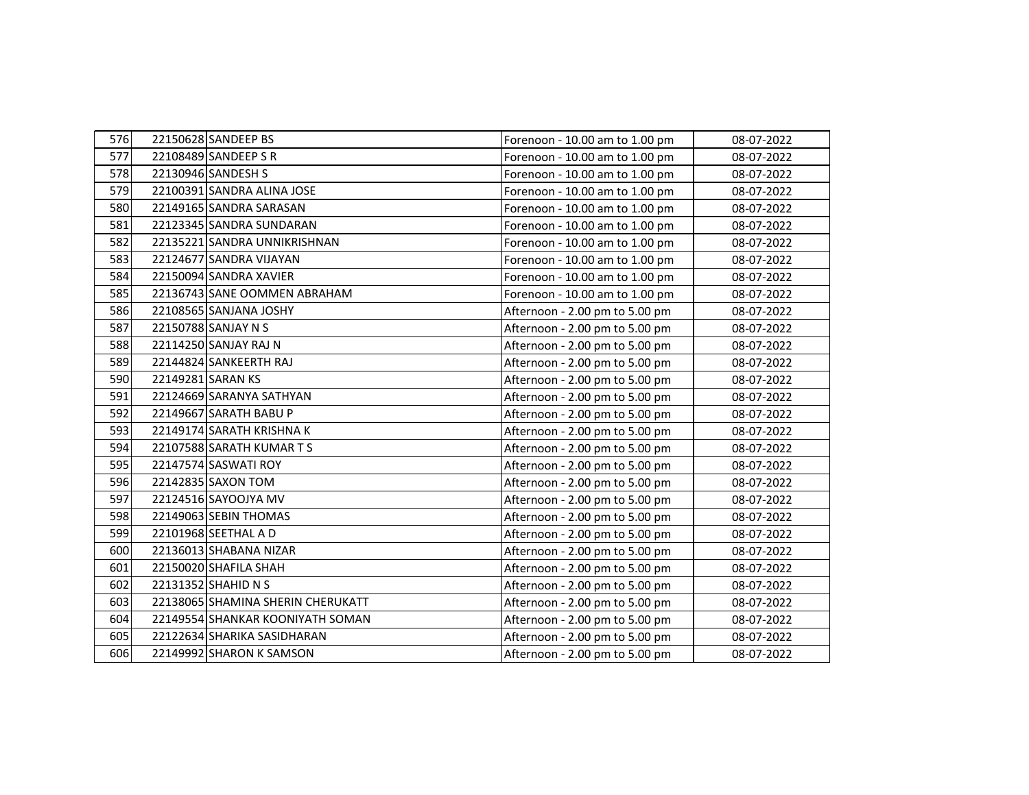| 576 | 22150628 | SANDEEP BS | Forenoon - 10.00 am to 1.00 pm | 08-07-2022 |
|---|---|---|---|---|
| 577 | 22108489 | SANDEEP S R | Forenoon - 10.00 am to 1.00 pm | 08-07-2022 |
| 578 | 22130946 | SANDESH S | Forenoon - 10.00 am to 1.00 pm | 08-07-2022 |
| 579 | 22100391 | SANDRA ALINA JOSE | Forenoon - 10.00 am to 1.00 pm | 08-07-2022 |
| 580 | 22149165 | SANDRA SARASAN | Forenoon - 10.00 am to 1.00 pm | 08-07-2022 |
| 581 | 22123345 | SANDRA SUNDARAN | Forenoon - 10.00 am to 1.00 pm | 08-07-2022 |
| 582 | 22135221 | SANDRA UNNIKRISHNAN | Forenoon - 10.00 am to 1.00 pm | 08-07-2022 |
| 583 | 22124677 | SANDRA VIJAYAN | Forenoon - 10.00 am to 1.00 pm | 08-07-2022 |
| 584 | 22150094 | SANDRA XAVIER | Forenoon - 10.00 am to 1.00 pm | 08-07-2022 |
| 585 | 22136743 | SANE OOMMEN ABRAHAM | Forenoon - 10.00 am to 1.00 pm | 08-07-2022 |
| 586 | 22108565 | SANJANA JOSHY | Afternoon - 2.00 pm to 5.00 pm | 08-07-2022 |
| 587 | 22150788 | SANJAY N S | Afternoon - 2.00 pm to 5.00 pm | 08-07-2022 |
| 588 | 22114250 | SANJAY RAJ N | Afternoon - 2.00 pm to 5.00 pm | 08-07-2022 |
| 589 | 22144824 | SANKEERTH RAJ | Afternoon - 2.00 pm to 5.00 pm | 08-07-2022 |
| 590 | 22149281 | SARAN KS | Afternoon - 2.00 pm to 5.00 pm | 08-07-2022 |
| 591 | 22124669 | SARANYA SATHYAN | Afternoon - 2.00 pm to 5.00 pm | 08-07-2022 |
| 592 | 22149667 | SARATH BABU P | Afternoon - 2.00 pm to 5.00 pm | 08-07-2022 |
| 593 | 22149174 | SARATH KRISHNA K | Afternoon - 2.00 pm to 5.00 pm | 08-07-2022 |
| 594 | 22107588 | SARATH KUMAR T S | Afternoon - 2.00 pm to 5.00 pm | 08-07-2022 |
| 595 | 22147574 | SASWATI ROY | Afternoon - 2.00 pm to 5.00 pm | 08-07-2022 |
| 596 | 22142835 | SAXON TOM | Afternoon - 2.00 pm to 5.00 pm | 08-07-2022 |
| 597 | 22124516 | SAYOOJYA MV | Afternoon - 2.00 pm to 5.00 pm | 08-07-2022 |
| 598 | 22149063 | SEBIN THOMAS | Afternoon - 2.00 pm to 5.00 pm | 08-07-2022 |
| 599 | 22101968 | SEETHAL A D | Afternoon - 2.00 pm to 5.00 pm | 08-07-2022 |
| 600 | 22136013 | SHABANA NIZAR | Afternoon - 2.00 pm to 5.00 pm | 08-07-2022 |
| 601 | 22150020 | SHAFILA SHAH | Afternoon - 2.00 pm to 5.00 pm | 08-07-2022 |
| 602 | 22131352 | SHAHID N S | Afternoon - 2.00 pm to 5.00 pm | 08-07-2022 |
| 603 | 22138065 | SHAMINA SHERIN CHERUKATT | Afternoon - 2.00 pm to 5.00 pm | 08-07-2022 |
| 604 | 22149554 | SHANKAR KOONIYATH SOMAN | Afternoon - 2.00 pm to 5.00 pm | 08-07-2022 |
| 605 | 22122634 | SHARIKA SASIDHARAN | Afternoon - 2.00 pm to 5.00 pm | 08-07-2022 |
| 606 | 22149992 | SHARON K SAMSON | Afternoon - 2.00 pm to 5.00 pm | 08-07-2022 |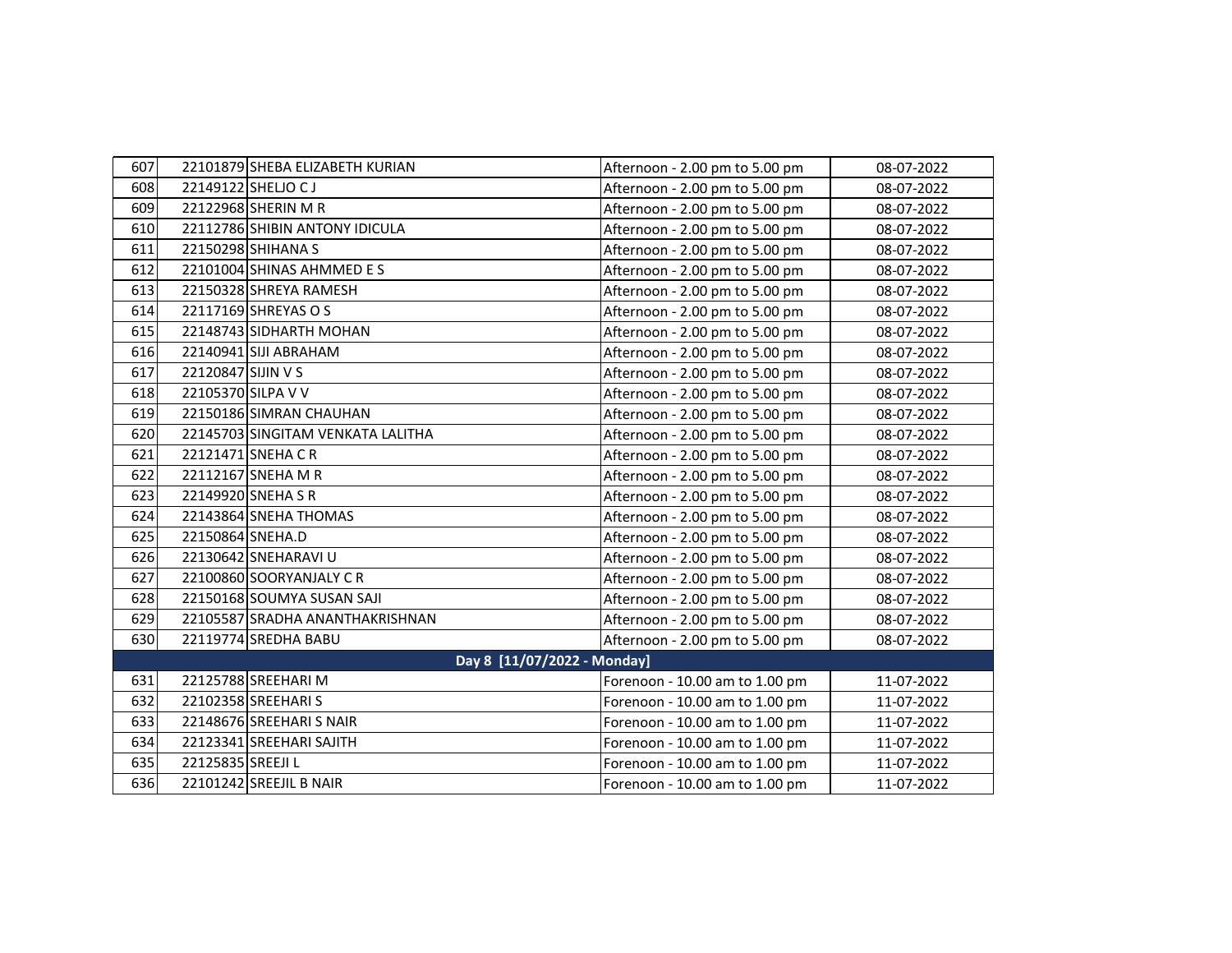| | | | | |
|---|---|---|---|---|
| 607 | 22101879 | SHEBA ELIZABETH KURIAN | Afternoon - 2.00 pm to 5.00 pm | 08-07-2022 |
| 608 | 22149122 | SHELJO C J | Afternoon - 2.00 pm to 5.00 pm | 08-07-2022 |
| 609 | 22122968 | SHERIN M R | Afternoon - 2.00 pm to 5.00 pm | 08-07-2022 |
| 610 | 22112786 | SHIBIN ANTONY IDICULA | Afternoon - 2.00 pm to 5.00 pm | 08-07-2022 |
| 611 | 22150298 | SHIHANA S | Afternoon - 2.00 pm to 5.00 pm | 08-07-2022 |
| 612 | 22101004 | SHINAS AHMMED E S | Afternoon - 2.00 pm to 5.00 pm | 08-07-2022 |
| 613 | 22150328 | SHREYA RAMESH | Afternoon - 2.00 pm to 5.00 pm | 08-07-2022 |
| 614 | 22117169 | SHREYAS O S | Afternoon - 2.00 pm to 5.00 pm | 08-07-2022 |
| 615 | 22148743 | SIDHARTH MOHAN | Afternoon - 2.00 pm to 5.00 pm | 08-07-2022 |
| 616 | 22140941 | SIJI ABRAHAM | Afternoon - 2.00 pm to 5.00 pm | 08-07-2022 |
| 617 | 22120847 | SIJIN V S | Afternoon - 2.00 pm to 5.00 pm | 08-07-2022 |
| 618 | 22105370 | SILPA V V | Afternoon - 2.00 pm to 5.00 pm | 08-07-2022 |
| 619 | 22150186 | SIMRAN CHAUHAN | Afternoon - 2.00 pm to 5.00 pm | 08-07-2022 |
| 620 | 22145703 | SINGITAM VENKATA LALITHA | Afternoon - 2.00 pm to 5.00 pm | 08-07-2022 |
| 621 | 22121471 | SNEHA C R | Afternoon - 2.00 pm to 5.00 pm | 08-07-2022 |
| 622 | 22112167 | SNEHA M R | Afternoon - 2.00 pm to 5.00 pm | 08-07-2022 |
| 623 | 22149920 | SNEHA S R | Afternoon - 2.00 pm to 5.00 pm | 08-07-2022 |
| 624 | 22143864 | SNEHA THOMAS | Afternoon - 2.00 pm to 5.00 pm | 08-07-2022 |
| 625 | 22150864 | SNEHA.D | Afternoon - 2.00 pm to 5.00 pm | 08-07-2022 |
| 626 | 22130642 | SNEHARAVI U | Afternoon - 2.00 pm to 5.00 pm | 08-07-2022 |
| 627 | 22100860 | SOORYANJALY C R | Afternoon - 2.00 pm to 5.00 pm | 08-07-2022 |
| 628 | 22150168 | SOUMYA SUSAN SAJI | Afternoon - 2.00 pm to 5.00 pm | 08-07-2022 |
| 629 | 22105587 | SRADHA ANANTHAKRISHNAN | Afternoon - 2.00 pm to 5.00 pm | 08-07-2022 |
| 630 | 22119774 | SREDHA BABU | Afternoon - 2.00 pm to 5.00 pm | 08-07-2022 |
| **Day 8 [11/07/2022 - Monday]** | | | | |
| 631 | 22125788 | SREEHARI M | Forenoon - 10.00 am to 1.00 pm | 11-07-2022 |
| 632 | 22102358 | SREEHARI S | Forenoon - 10.00 am to 1.00 pm | 11-07-2022 |
| 633 | 22148676 | SREEHARI S NAIR | Forenoon - 10.00 am to 1.00 pm | 11-07-2022 |
| 634 | 22123341 | SREEHARI SAJITH | Forenoon - 10.00 am to 1.00 pm | 11-07-2022 |
| 635 | 22125835 | SREEJI L | Forenoon - 10.00 am to 1.00 pm | 11-07-2022 |
| 636 | 22101242 | SREEJIL B NAIR | Forenoon - 10.00 am to 1.00 pm | 11-07-2022 |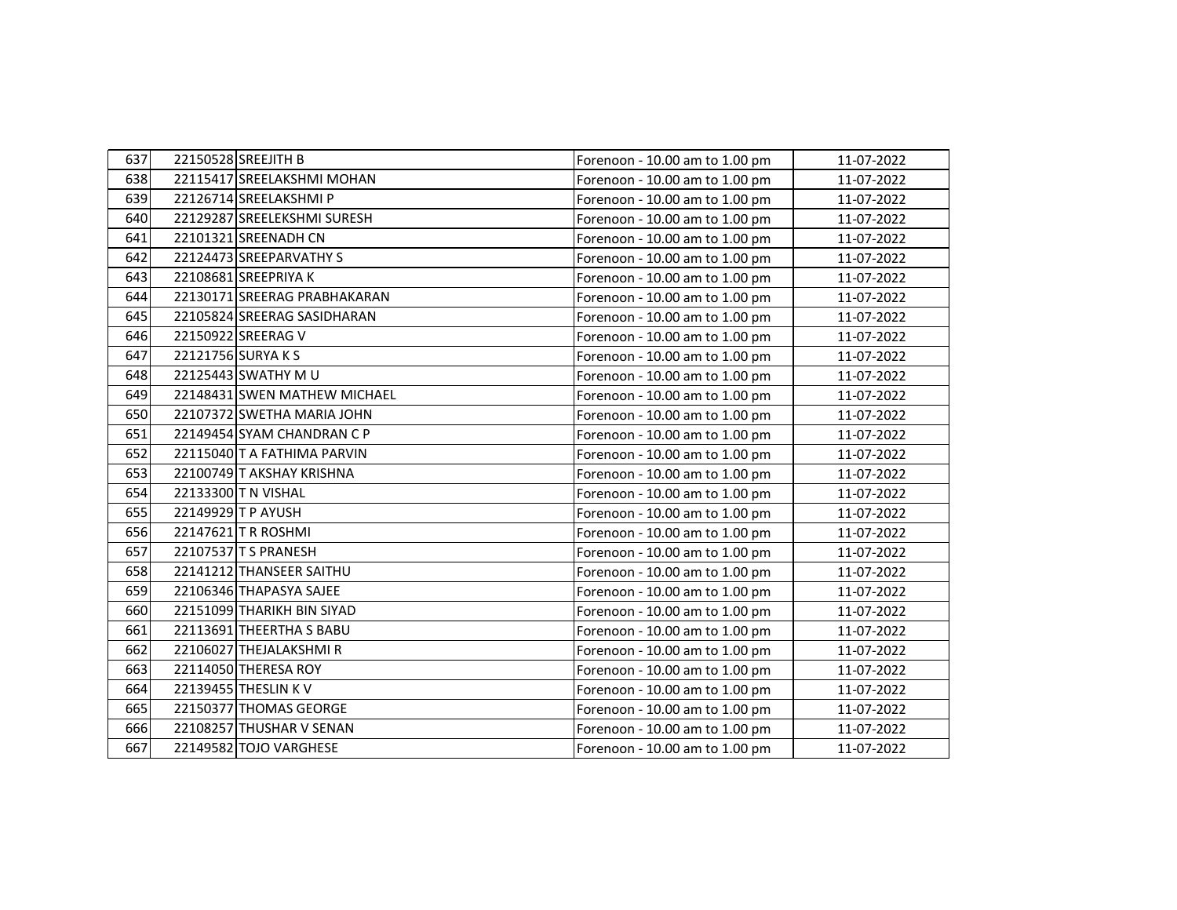| | | | | |
|---|---|---|---|---|
| 637 | 22150528 | SREEJITH B | Forenoon - 10.00 am to 1.00 pm | 11-07-2022 |
| 638 | 22115417 | SREELAKSHMI MOHAN | Forenoon - 10.00 am to 1.00 pm | 11-07-2022 |
| 639 | 22126714 | SREELAKSHMI P | Forenoon - 10.00 am to 1.00 pm | 11-07-2022 |
| 640 | 22129287 | SREELEKSHMI SURESH | Forenoon - 10.00 am to 1.00 pm | 11-07-2022 |
| 641 | 22101321 | SREENADH CN | Forenoon - 10.00 am to 1.00 pm | 11-07-2022 |
| 642 | 22124473 | SREEPARVATHY S | Forenoon - 10.00 am to 1.00 pm | 11-07-2022 |
| 643 | 22108681 | SREEPRIYA K | Forenoon - 10.00 am to 1.00 pm | 11-07-2022 |
| 644 | 22130171 | SREERAG PRABHAKARAN | Forenoon - 10.00 am to 1.00 pm | 11-07-2022 |
| 645 | 22105824 | SREERAG SASIDHARAN | Forenoon - 10.00 am to 1.00 pm | 11-07-2022 |
| 646 | 22150922 | SREERAG V | Forenoon - 10.00 am to 1.00 pm | 11-07-2022 |
| 647 | 22121756 | SURYA K S | Forenoon - 10.00 am to 1.00 pm | 11-07-2022 |
| 648 | 22125443 | SWATHY M U | Forenoon - 10.00 am to 1.00 pm | 11-07-2022 |
| 649 | 22148431 | SWEN MATHEW MICHAEL | Forenoon - 10.00 am to 1.00 pm | 11-07-2022 |
| 650 | 22107372 | SWETHA MARIA JOHN | Forenoon - 10.00 am to 1.00 pm | 11-07-2022 |
| 651 | 22149454 | SYAM CHANDRAN C P | Forenoon - 10.00 am to 1.00 pm | 11-07-2022 |
| 652 | 22115040 | T A FATHIMA PARVIN | Forenoon - 10.00 am to 1.00 pm | 11-07-2022 |
| 653 | 22100749 | T AKSHAY KRISHNA | Forenoon - 10.00 am to 1.00 pm | 11-07-2022 |
| 654 | 22133300 | T N VISHAL | Forenoon - 10.00 am to 1.00 pm | 11-07-2022 |
| 655 | 22149929 | T P AYUSH | Forenoon - 10.00 am to 1.00 pm | 11-07-2022 |
| 656 | 22147621 | T R ROSHMI | Forenoon - 10.00 am to 1.00 pm | 11-07-2022 |
| 657 | 22107537 | T S PRANESH | Forenoon - 10.00 am to 1.00 pm | 11-07-2022 |
| 658 | 22141212 | THANSEER SAITHU | Forenoon - 10.00 am to 1.00 pm | 11-07-2022 |
| 659 | 22106346 | THAPASYA SAJEE | Forenoon - 10.00 am to 1.00 pm | 11-07-2022 |
| 660 | 22151099 | THARIKH BIN SIYAD | Forenoon - 10.00 am to 1.00 pm | 11-07-2022 |
| 661 | 22113691 | THEERTHA S BABU | Forenoon - 10.00 am to 1.00 pm | 11-07-2022 |
| 662 | 22106027 | THEJALAKSHMI R | Forenoon - 10.00 am to 1.00 pm | 11-07-2022 |
| 663 | 22114050 | THERESA ROY | Forenoon - 10.00 am to 1.00 pm | 11-07-2022 |
| 664 | 22139455 | THESLIN K V | Forenoon - 10.00 am to 1.00 pm | 11-07-2022 |
| 665 | 22150377 | THOMAS GEORGE | Forenoon - 10.00 am to 1.00 pm | 11-07-2022 |
| 666 | 22108257 | THUSHAR V SENAN | Forenoon - 10.00 am to 1.00 pm | 11-07-2022 |
| 667 | 22149582 | TOJO VARGHESE | Forenoon - 10.00 am to 1.00 pm | 11-07-2022 |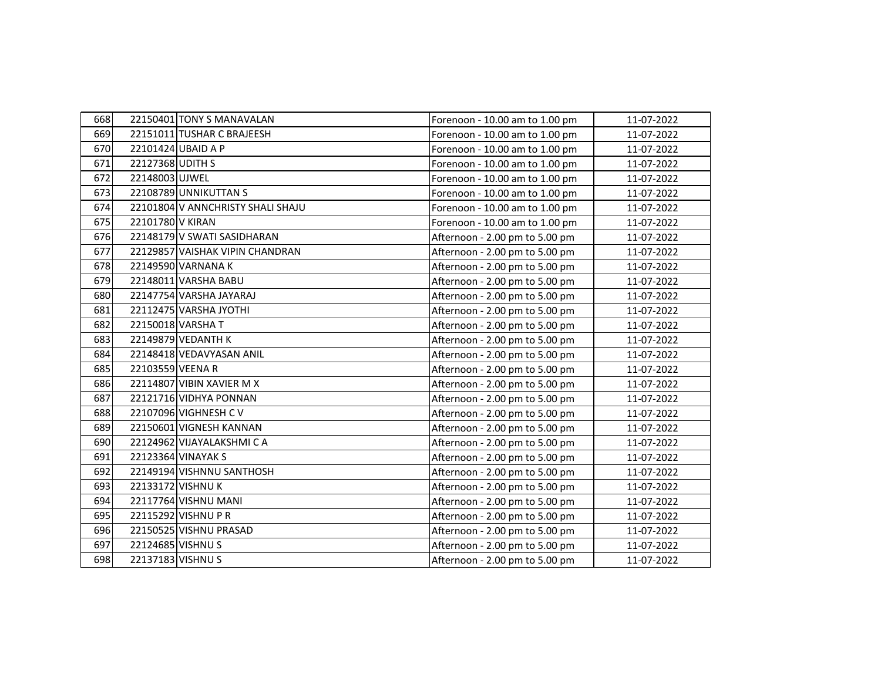| | | | | |
|---|---|---|---|---|
| 668 | 22150401 | TONY S MANAVALAN | Forenoon - 10.00 am to 1.00 pm | 11-07-2022 |
| 669 | 22151011 | TUSHAR C BRAJEESH | Forenoon - 10.00 am to 1.00 pm | 11-07-2022 |
| 670 | 22101424 | UBAID A P | Forenoon - 10.00 am to 1.00 pm | 11-07-2022 |
| 671 | 22127368 | UDITH S | Forenoon - 10.00 am to 1.00 pm | 11-07-2022 |
| 672 | 22148003 | UJWEL | Forenoon - 10.00 am to 1.00 pm | 11-07-2022 |
| 673 | 22108789 | UNNIKUTTAN S | Forenoon - 10.00 am to 1.00 pm | 11-07-2022 |
| 674 | 22101804 | V ANNCHRISTY SHALI SHAJU | Forenoon - 10.00 am to 1.00 pm | 11-07-2022 |
| 675 | 22101780 | V KIRAN | Forenoon - 10.00 am to 1.00 pm | 11-07-2022 |
| 676 | 22148179 | V SWATI SASIDHARAN | Afternoon - 2.00 pm to 5.00 pm | 11-07-2022 |
| 677 | 22129857 | VAISHAK VIPIN CHANDRAN | Afternoon - 2.00 pm to 5.00 pm | 11-07-2022 |
| 678 | 22149590 | VARNANA K | Afternoon - 2.00 pm to 5.00 pm | 11-07-2022 |
| 679 | 22148011 | VARSHA BABU | Afternoon - 2.00 pm to 5.00 pm | 11-07-2022 |
| 680 | 22147754 | VARSHA JAYARAJ | Afternoon - 2.00 pm to 5.00 pm | 11-07-2022 |
| 681 | 22112475 | VARSHA JYOTHI | Afternoon - 2.00 pm to 5.00 pm | 11-07-2022 |
| 682 | 22150018 | VARSHA T | Afternoon - 2.00 pm to 5.00 pm | 11-07-2022 |
| 683 | 22149879 | VEDANTH K | Afternoon - 2.00 pm to 5.00 pm | 11-07-2022 |
| 684 | 22148418 | VEDAVYASAN ANIL | Afternoon - 2.00 pm to 5.00 pm | 11-07-2022 |
| 685 | 22103559 | VEENA R | Afternoon - 2.00 pm to 5.00 pm | 11-07-2022 |
| 686 | 22114807 | VIBIN XAVIER M X | Afternoon - 2.00 pm to 5.00 pm | 11-07-2022 |
| 687 | 22121716 | VIDHYA PONNAN | Afternoon - 2.00 pm to 5.00 pm | 11-07-2022 |
| 688 | 22107096 | VIGHNESH C V | Afternoon - 2.00 pm to 5.00 pm | 11-07-2022 |
| 689 | 22150601 | VIGNESH KANNAN | Afternoon - 2.00 pm to 5.00 pm | 11-07-2022 |
| 690 | 22124962 | VIJAYALAKSHMI C A | Afternoon - 2.00 pm to 5.00 pm | 11-07-2022 |
| 691 | 22123364 | VINAYAK S | Afternoon - 2.00 pm to 5.00 pm | 11-07-2022 |
| 692 | 22149194 | VISHNNU SANTHOSH | Afternoon - 2.00 pm to 5.00 pm | 11-07-2022 |
| 693 | 22133172 | VISHNU K | Afternoon - 2.00 pm to 5.00 pm | 11-07-2022 |
| 694 | 22117764 | VISHNU MANI | Afternoon - 2.00 pm to 5.00 pm | 11-07-2022 |
| 695 | 22115292 | VISHNU P R | Afternoon - 2.00 pm to 5.00 pm | 11-07-2022 |
| 696 | 22150525 | VISHNU PRASAD | Afternoon - 2.00 pm to 5.00 pm | 11-07-2022 |
| 697 | 22124685 | VISHNU S | Afternoon - 2.00 pm to 5.00 pm | 11-07-2022 |
| 698 | 22137183 | VISHNU S | Afternoon - 2.00 pm to 5.00 pm | 11-07-2022 |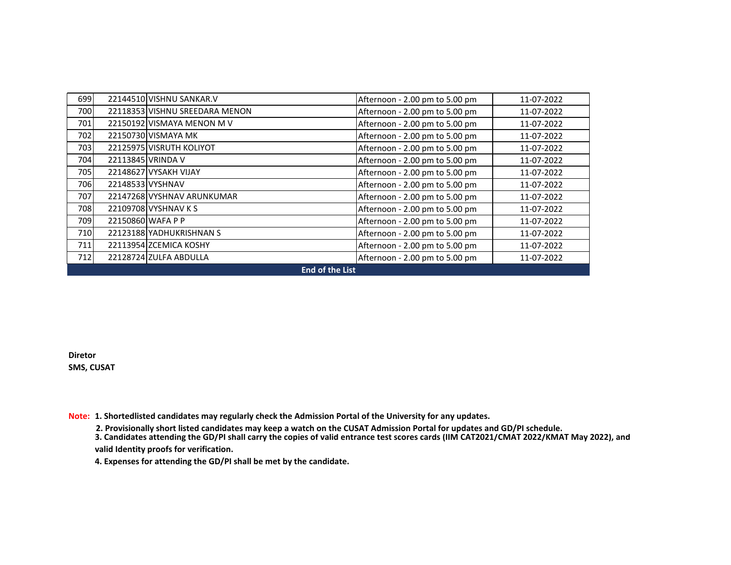| | | | | |
|---|---|---|---|---|
| 699 | 22144510 | VISHNU SANKAR.V | Afternoon - 2.00 pm to 5.00 pm | 11-07-2022 |
| 700 | 22118353 | VISHNU SREEDARA MENON | Afternoon - 2.00 pm to 5.00 pm | 11-07-2022 |
| 701 | 22150192 | VISMAYA MENON M V | Afternoon - 2.00 pm to 5.00 pm | 11-07-2022 |
| 702 | 22150730 | VISMAYA MK | Afternoon - 2.00 pm to 5.00 pm | 11-07-2022 |
| 703 | 22125975 | VISRUTH KOLIYOT | Afternoon - 2.00 pm to 5.00 pm | 11-07-2022 |
| 704 | 22113845 | VRINDA V | Afternoon - 2.00 pm to 5.00 pm | 11-07-2022 |
| 705 | 22148627 | VYSAKH VIJAY | Afternoon - 2.00 pm to 5.00 pm | 11-07-2022 |
| 706 | 22148533 | VYSHNAV | Afternoon - 2.00 pm to 5.00 pm | 11-07-2022 |
| 707 | 22147268 | VYSHNAV ARUNKUMAR | Afternoon - 2.00 pm to 5.00 pm | 11-07-2022 |
| 708 | 22109708 | VYSHNAV K S | Afternoon - 2.00 pm to 5.00 pm | 11-07-2022 |
| 709 | 22150860 | WAFA P P | Afternoon - 2.00 pm to 5.00 pm | 11-07-2022 |
| 710 | 22123188 | YADHUKRISHNAN S | Afternoon - 2.00 pm to 5.00 pm | 11-07-2022 |
| 711 | 22113954 | ZCEMICA KOSHY | Afternoon - 2.00 pm to 5.00 pm | 11-07-2022 |
| 712 | 22128724 | ZULFA ABDULLA | Afternoon - 2.00 pm to 5.00 pm | 11-07-2022 |
| **End of the List** | | | | |

**Diretor**
**SMS, CUSAT**

**Note:** **1. Shortedlisted candidates may regularly check the Admission Portal of the University for any updates.**

**2. Provisionally short listed candidates may keep a watch on the CUSAT Admission Portal for updates and GD/PI schedule.**

**3. Candidates attending the GD/PI shall carry the copies of valid entrance test scores cards (IIM CAT2021/CMAT 2022/KMAT May 2022), and valid Identity proofs for verification.**

**4. Expenses for attending the GD/PI shall be met by the candidate.**